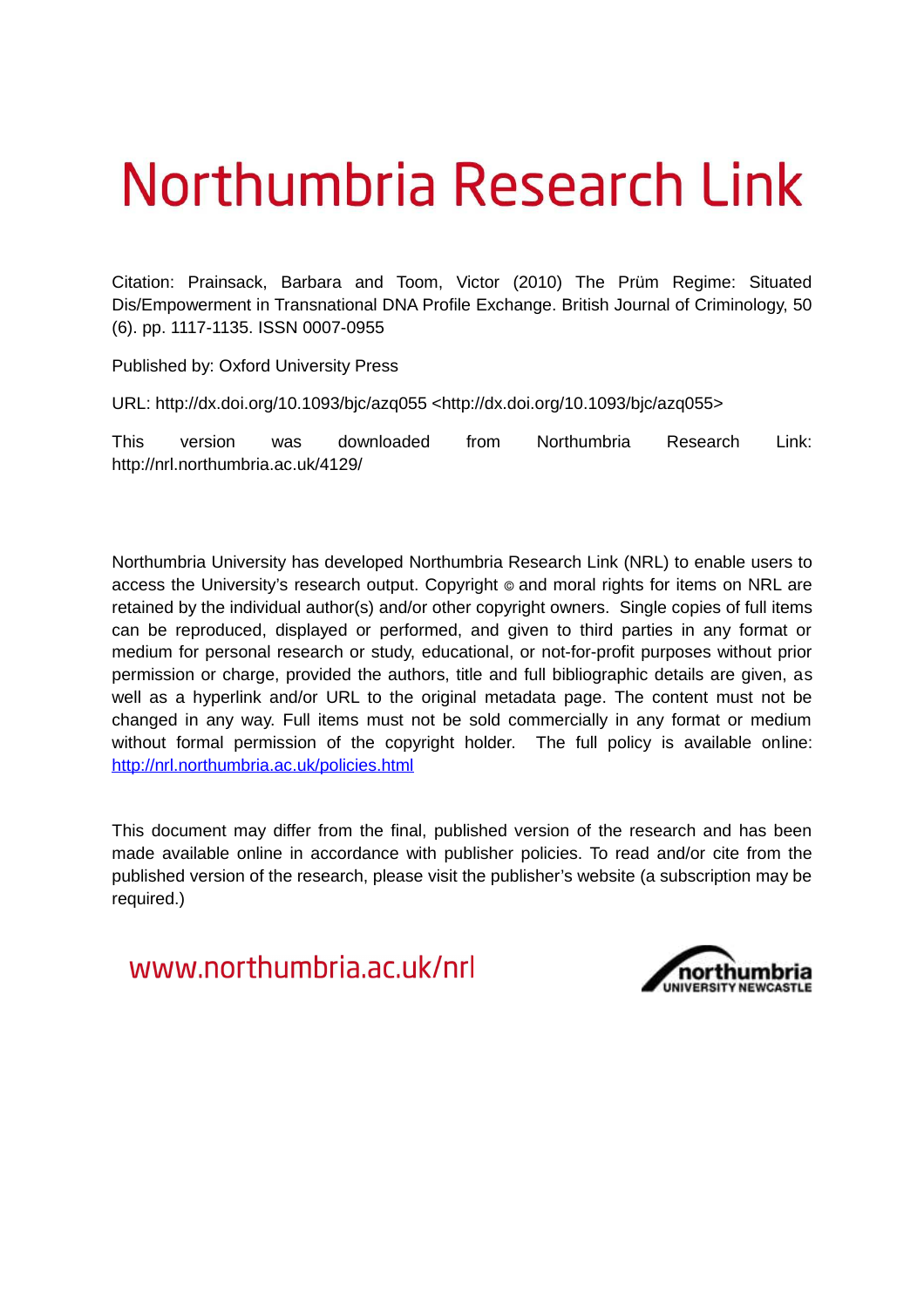# Northumbria Research Link

Citation: Prainsack, Barbara and Toom, Victor (2010) The Prüm Regime: Situated Dis/Empowerment in Transnational DNA Profile Exchange. British Journal of Criminology, 50 (6). pp. 1117-1135. ISSN 0007-0955

Published by: Oxford University Press

URL: http://dx.doi.org/10.1093/bjc/azq055 <http://dx.doi.org/10.1093/bjc/azq055>

This version was downloaded from Northumbria Research Link: http://nrl.northumbria.ac.uk/4129/

Northumbria University has developed Northumbria Research Link (NRL) to enable users to access the University's research output. Copyright © and moral rights for items on NRL are retained by the individual author(s) and/or other copyright owners. Single copies of full items can be reproduced, displayed or performed, and given to third parties in any format or medium for personal research or study, educational, or not-for-profit purposes without prior permission or charge, provided the authors, title and full bibliographic details are given, as well as a hyperlink and/or URL to the original metadata page. The content must not be changed in any way. Full items must not be sold commercially in any format or medium without formal permission of the copyright holder. The full policy is available online: http://nrl.northumbria.ac.uk/policies.html

This document may differ from the final, published version of the research and has been made available online in accordance with publisher policies. To read and/or cite from the published version of the research, please visit the publisher's website (a subscription may be required.)

www.northumbria.ac.uk/nrl

northumbria UNIVERSITY NEWCASTLE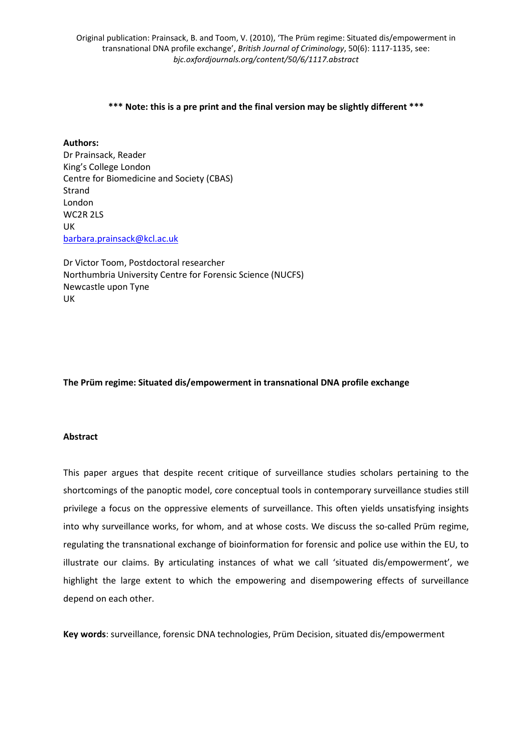Original publication: Prainsack, B. and Toom, V. (2010), 'The Prüm regime: Situated dis/empowerment in transnational DNA profile exchange', *British Journal of Criminology*, 50(6): 1117-1135, see: *bjc.oxfordjournals.org/content/50/6/1117.abstract*

**\*\*\* Note: this is a pre print and the final version may be slightly different \*\*\***

**Authors:**
Dr Prainsack, Reader
King's College London
Centre for Biomedicine and Society (CBAS)
Strand
London
WC2R 2LS
UK
barbara.prainsack@kcl.ac.uk

Dr Victor Toom, Postdoctoral researcher
Northumbria University Centre for Forensic Science (NUCFS)
Newcastle upon Tyne
UK

**The Prüm regime: Situated dis/empowerment in transnational DNA profile exchange**

**Abstract**

This paper argues that despite recent critique of surveillance studies scholars pertaining to the shortcomings of the panoptic model, core conceptual tools in contemporary surveillance studies still privilege a focus on the oppressive elements of surveillance. This often yields unsatisfying insights into why surveillance works, for whom, and at whose costs. We discuss the so-called Prüm regime, regulating the transnational exchange of bioinformation for forensic and police use within the EU, to illustrate our claims. By articulating instances of what we call 'situated dis/empowerment', we highlight the large extent to which the empowering and disempowering effects of surveillance depend on each other.

**Key words**: surveillance, forensic DNA technologies, Prüm Decision, situated dis/empowerment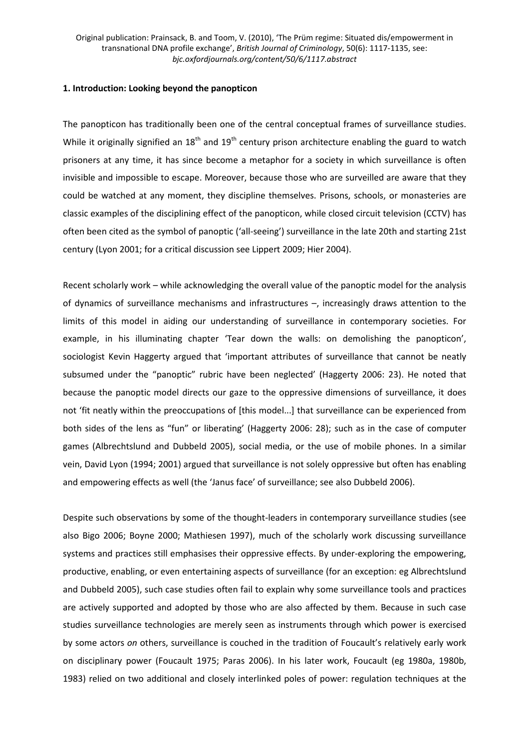## 1. Introduction: Looking beyond the panopticon

The panopticon has traditionally been one of the central conceptual frames of surveillance studies. While it originally signified an 18th and 19th century prison architecture enabling the guard to watch prisoners at any time, it has since become a metaphor for a society in which surveillance is often invisible and impossible to escape. Moreover, because those who are surveilled are aware that they could be watched at any moment, they discipline themselves. Prisons, schools, or monasteries are classic examples of the disciplining effect of the panopticon, while closed circuit television (CCTV) has often been cited as the symbol of panoptic ('all-seeing') surveillance in the late 20th and starting 21st century (Lyon 2001; for a critical discussion see Lippert 2009; Hier 2004).

Recent scholarly work – while acknowledging the overall value of the panoptic model for the analysis of dynamics of surveillance mechanisms and infrastructures –, increasingly draws attention to the limits of this model in aiding our understanding of surveillance in contemporary societies. For example, in his illuminating chapter 'Tear down the walls: on demolishing the panopticon', sociologist Kevin Haggerty argued that 'important attributes of surveillance that cannot be neatly subsumed under the "panoptic" rubric have been neglected' (Haggerty 2006: 23). He noted that because the panoptic model directs our gaze to the oppressive dimensions of surveillance, it does not 'fit neatly within the preoccupations of [this model...] that surveillance can be experienced from both sides of the lens as "fun" or liberating' (Haggerty 2006: 28); such as in the case of computer games (Albrechtslund and Dubbeld 2005), social media, or the use of mobile phones. In a similar vein, David Lyon (1994; 2001) argued that surveillance is not solely oppressive but often has enabling and empowering effects as well (the 'Janus face' of surveillance; see also Dubbeld 2006).

Despite such observations by some of the thought-leaders in contemporary surveillance studies (see also Bigo 2006; Boyne 2000; Mathiesen 1997), much of the scholarly work discussing surveillance systems and practices still emphasises their oppressive effects. By under-exploring the empowering, productive, enabling, or even entertaining aspects of surveillance (for an exception: eg Albrechtslund and Dubbeld 2005), such case studies often fail to explain why some surveillance tools and practices are actively supported and adopted by those who are also affected by them. Because in such case studies surveillance technologies are merely seen as instruments through which power is exercised by some actors *on* others, surveillance is couched in the tradition of Foucault's relatively early work on disciplinary power (Foucault 1975; Paras 2006). In his later work, Foucault (eg 1980a, 1980b, 1983) relied on two additional and closely interlinked poles of power: regulation techniques at the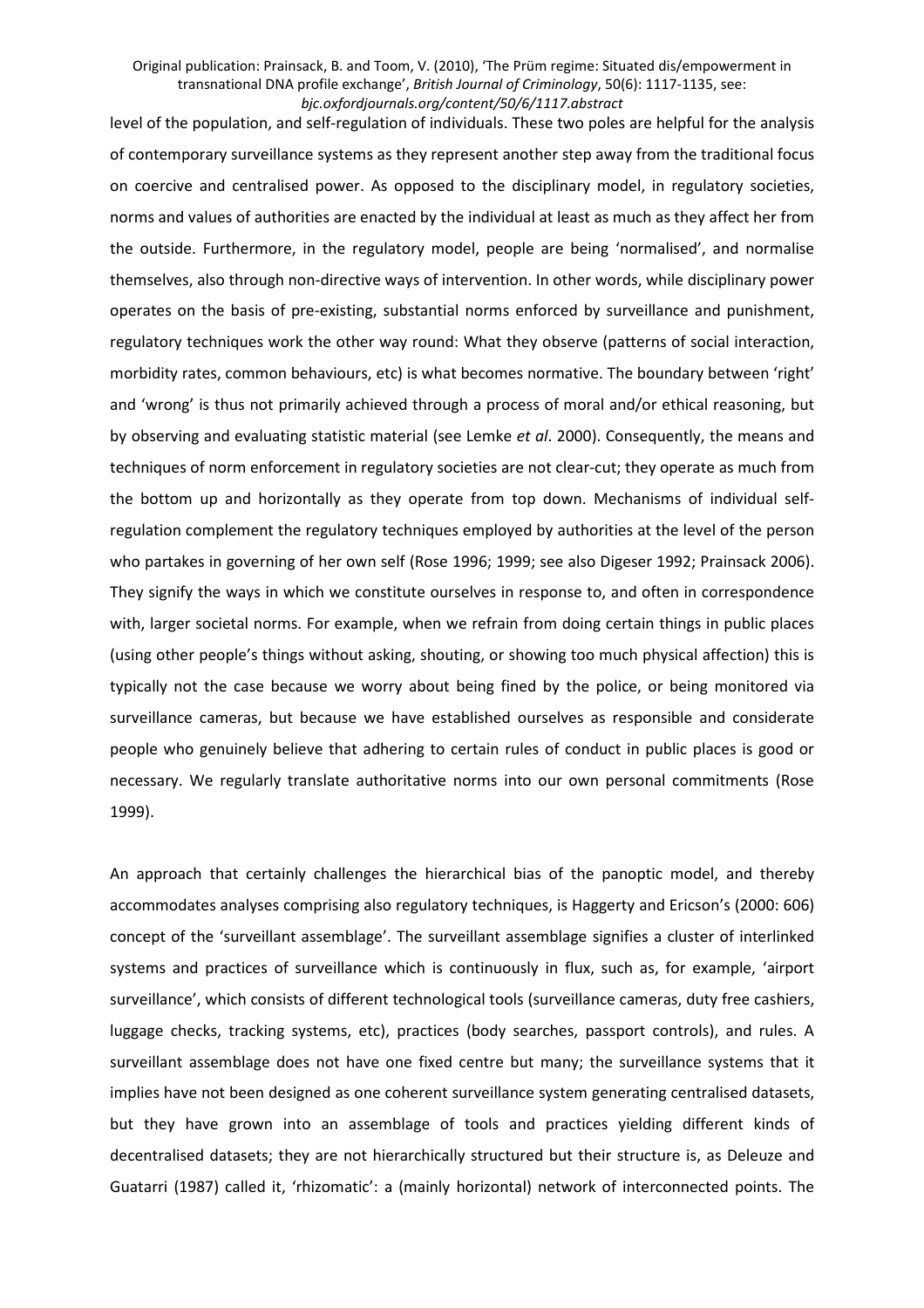level of the population, and self-regulation of individuals. These two poles are helpful for the analysis of contemporary surveillance systems as they represent another step away from the traditional focus on coercive and centralised power. As opposed to the disciplinary model, in regulatory societies, norms and values of authorities are enacted by the individual at least as much as they affect her from the outside. Furthermore, in the regulatory model, people are being 'normalised', and normalise themselves, also through non-directive ways of intervention. In other words, while disciplinary power operates on the basis of pre-existing, substantial norms enforced by surveillance and punishment, regulatory techniques work the other way round: What they observe (patterns of social interaction, morbidity rates, common behaviours, etc) is what becomes normative. The boundary between 'right' and 'wrong' is thus not primarily achieved through a process of moral and/or ethical reasoning, but by observing and evaluating statistic material (see Lemke *et al*. 2000). Consequently, the means and techniques of norm enforcement in regulatory societies are not clear-cut; they operate as much from the bottom up and horizontally as they operate from top down. Mechanisms of individual self-regulation complement the regulatory techniques employed by authorities at the level of the person who partakes in governing of her own self (Rose 1996; 1999; see also Digeser 1992; Prainsack 2006). They signify the ways in which we constitute ourselves in response to, and often in correspondence with, larger societal norms. For example, when we refrain from doing certain things in public places (using other people's things without asking, shouting, or showing too much physical affection) this is typically not the case because we worry about being fined by the police, or being monitored via surveillance cameras, but because we have established ourselves as responsible and considerate people who genuinely believe that adhering to certain rules of conduct in public places is good or necessary. We regularly translate authoritative norms into our own personal commitments (Rose 1999).

An approach that certainly challenges the hierarchical bias of the panoptic model, and thereby accommodates analyses comprising also regulatory techniques, is Haggerty and Ericson's (2000: 606) concept of the 'surveillant assemblage'. The surveillant assemblage signifies a cluster of interlinked systems and practices of surveillance which is continuously in flux, such as, for example, 'airport surveillance', which consists of different technological tools (surveillance cameras, duty free cashiers, luggage checks, tracking systems, etc), practices (body searches, passport controls), and rules. A surveillant assemblage does not have one fixed centre but many; the surveillance systems that it implies have not been designed as one coherent surveillance system generating centralised datasets, but they have grown into an assemblage of tools and practices yielding different kinds of decentralised datasets; they are not hierarchically structured but their structure is, as Deleuze and Guatarri (1987) called it, 'rhizomatic': a (mainly horizontal) network of interconnected points. The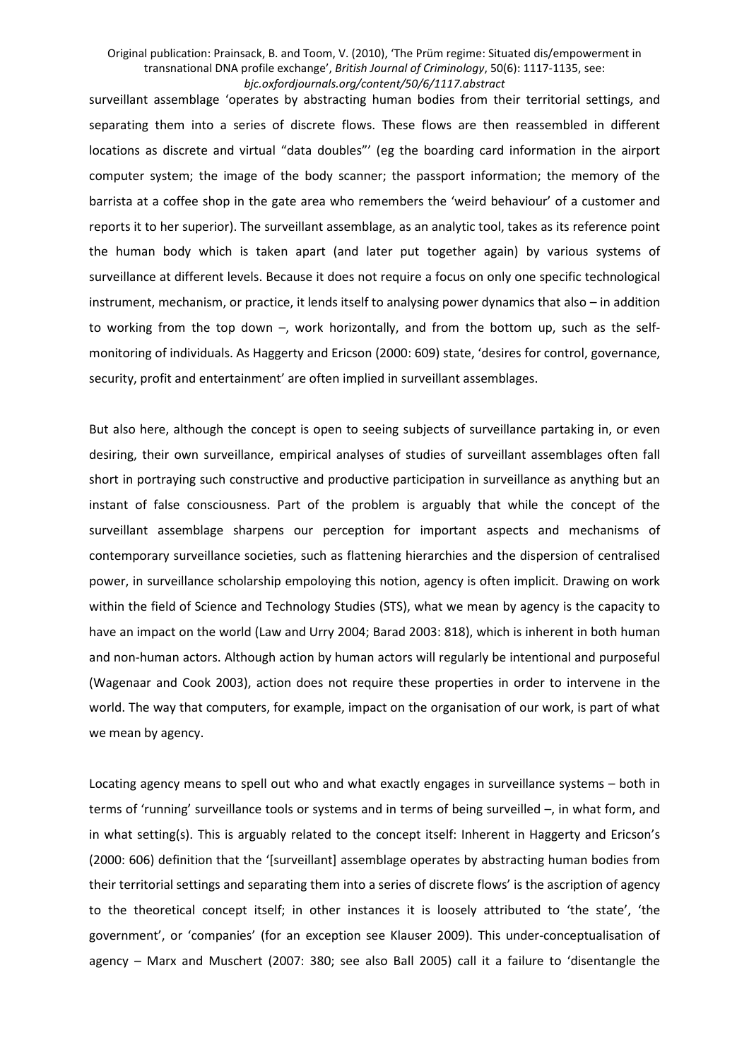surveillant assemblage 'operates by abstracting human bodies from their territorial settings, and separating them into a series of discrete flows. These flows are then reassembled in different locations as discrete and virtual "data doubles"' (eg the boarding card information in the airport computer system; the image of the body scanner; the passport information; the memory of the barrista at a coffee shop in the gate area who remembers the 'weird behaviour' of a customer and reports it to her superior). The surveillant assemblage, as an analytic tool, takes as its reference point the human body which is taken apart (and later put together again) by various systems of surveillance at different levels. Because it does not require a focus on only one specific technological instrument, mechanism, or practice, it lends itself to analysing power dynamics that also – in addition to working from the top down –, work horizontally, and from the bottom up, such as the self-monitoring of individuals. As Haggerty and Ericson (2000: 609) state, 'desires for control, governance, security, profit and entertainment' are often implied in surveillant assemblages.

But also here, although the concept is open to seeing subjects of surveillance partaking in, or even desiring, their own surveillance, empirical analyses of studies of surveillant assemblages often fall short in portraying such constructive and productive participation in surveillance as anything but an instant of false consciousness. Part of the problem is arguably that while the concept of the surveillant assemblage sharpens our perception for important aspects and mechanisms of contemporary surveillance societies, such as flattening hierarchies and the dispersion of centralised power, in surveillance scholarship empoloying this notion, agency is often implicit. Drawing on work within the field of Science and Technology Studies (STS), what we mean by agency is the capacity to have an impact on the world (Law and Urry 2004; Barad 2003: 818), which is inherent in both human and non-human actors. Although action by human actors will regularly be intentional and purposeful (Wagenaar and Cook 2003), action does not require these properties in order to intervene in the world. The way that computers, for example, impact on the organisation of our work, is part of what we mean by agency.

Locating agency means to spell out who and what exactly engages in surveillance systems – both in terms of 'running' surveillance tools or systems and in terms of being surveilled –, in what form, and in what setting(s). This is arguably related to the concept itself: Inherent in Haggerty and Ericson's (2000: 606) definition that the '[surveillant] assemblage operates by abstracting human bodies from their territorial settings and separating them into a series of discrete flows' is the ascription of agency to the theoretical concept itself; in other instances it is loosely attributed to 'the state', 'the government', or 'companies' (for an exception see Klauser 2009). This under-conceptualisation of agency – Marx and Muschert (2007: 380; see also Ball 2005) call it a failure to 'disentangle the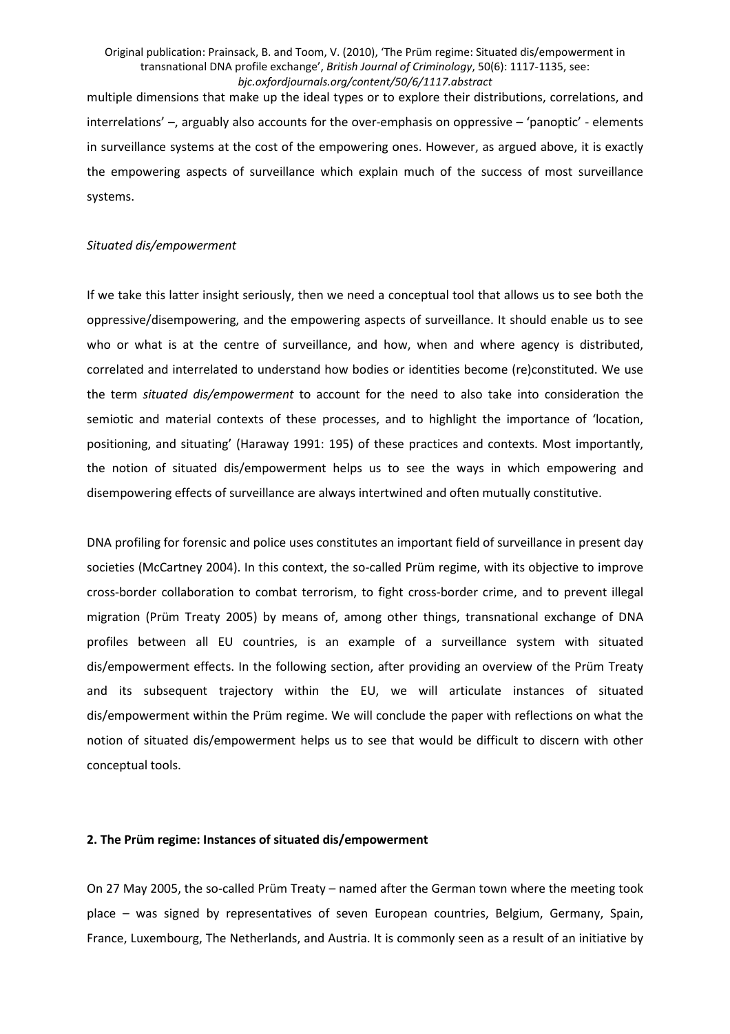multiple dimensions that make up the ideal types or to explore their distributions, correlations, and interrelations' –, arguably also accounts for the over-emphasis on oppressive – 'panoptic' - elements in surveillance systems at the cost of the empowering ones. However, as argued above, it is exactly the empowering aspects of surveillance which explain much of the success of most surveillance systems.

*Situated dis/empowerment*

If we take this latter insight seriously, then we need a conceptual tool that allows us to see both the oppressive/disempowering, and the empowering aspects of surveillance. It should enable us to see who or what is at the centre of surveillance, and how, when and where agency is distributed, correlated and interrelated to understand how bodies or identities become (re)constituted. We use the term *situated dis/empowerment* to account for the need to also take into consideration the semiotic and material contexts of these processes, and to highlight the importance of 'location, positioning, and situating' (Haraway 1991: 195) of these practices and contexts. Most importantly, the notion of situated dis/empowerment helps us to see the ways in which empowering and disempowering effects of surveillance are always intertwined and often mutually constitutive.

DNA profiling for forensic and police uses constitutes an important field of surveillance in present day societies (McCartney 2004). In this context, the so-called Prüm regime, with its objective to improve cross-border collaboration to combat terrorism, to fight cross-border crime, and to prevent illegal migration (Prüm Treaty 2005) by means of, among other things, transnational exchange of DNA profiles between all EU countries, is an example of a surveillance system with situated dis/empowerment effects. In the following section, after providing an overview of the Prüm Treaty and its subsequent trajectory within the EU, we will articulate instances of situated dis/empowerment within the Prüm regime. We will conclude the paper with reflections on what the notion of situated dis/empowerment helps us to see that would be difficult to discern with other conceptual tools.

## 2. The Prüm regime: Instances of situated dis/empowerment

On 27 May 2005, the so-called Prüm Treaty – named after the German town where the meeting took place – was signed by representatives of seven European countries, Belgium, Germany, Spain, France, Luxembourg, The Netherlands, and Austria. It is commonly seen as a result of an initiative by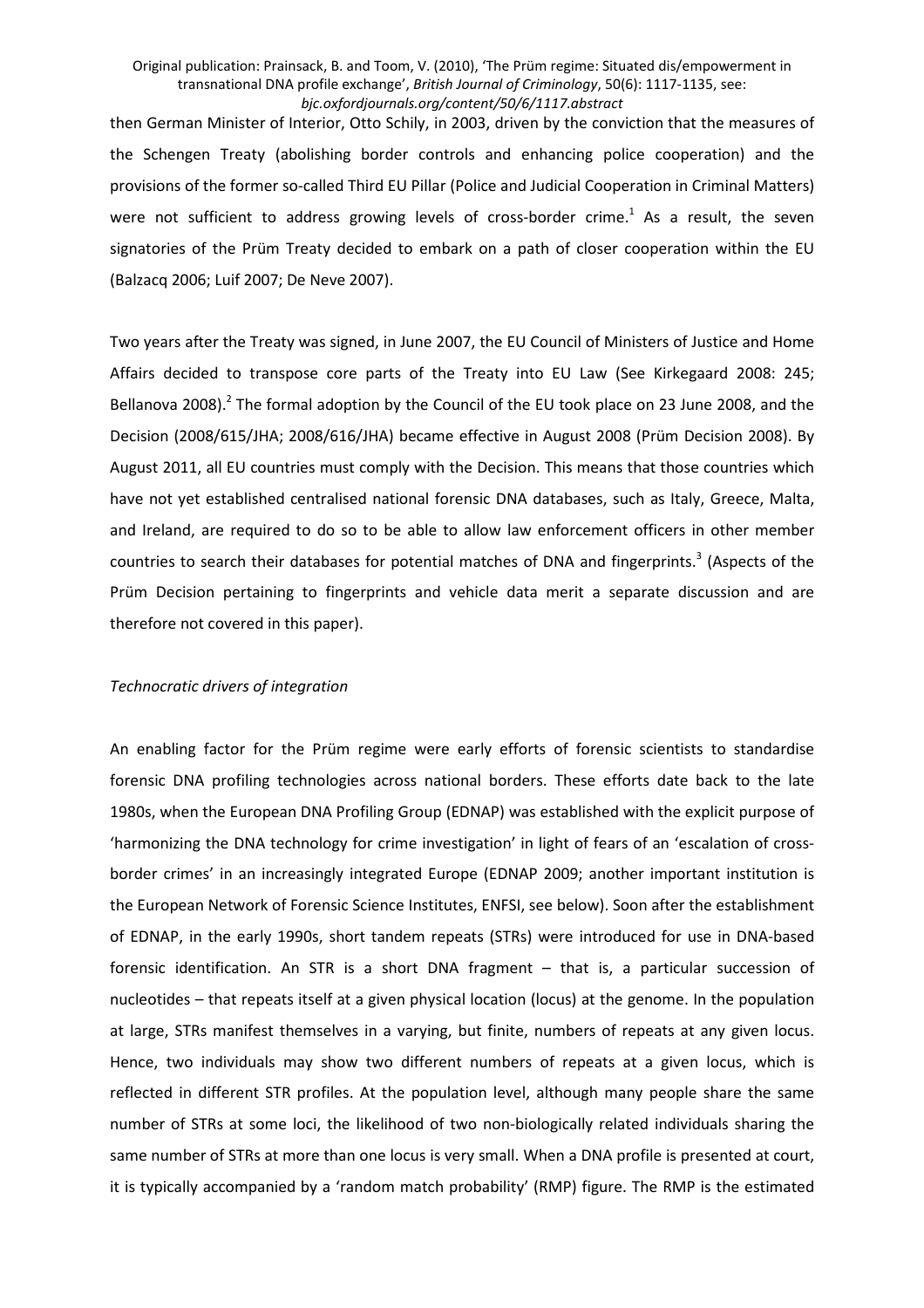then German Minister of Interior, Otto Schily, in 2003, driven by the conviction that the measures of the Schengen Treaty (abolishing border controls and enhancing police cooperation) and the provisions of the former so-called Third EU Pillar (Police and Judicial Cooperation in Criminal Matters) were not sufficient to address growing levels of cross-border crime.[1] As a result, the seven signatories of the Prüm Treaty decided to embark on a path of closer cooperation within the EU (Balzacq 2006; Luif 2007; De Neve 2007).

Two years after the Treaty was signed, in June 2007, the EU Council of Ministers of Justice and Home Affairs decided to transpose core parts of the Treaty into EU Law (See Kirkegaard 2008: 245; Bellanova 2008).[2] The formal adoption by the Council of the EU took place on 23 June 2008, and the Decision (2008/615/JHA; 2008/616/JHA) became effective in August 2008 (Prüm Decision 2008). By August 2011, all EU countries must comply with the Decision. This means that those countries which have not yet established centralised national forensic DNA databases, such as Italy, Greece, Malta, and Ireland, are required to do so to be able to allow law enforcement officers in other member countries to search their databases for potential matches of DNA and fingerprints.[3] (Aspects of the Prüm Decision pertaining to fingerprints and vehicle data merit a separate discussion and are therefore not covered in this paper).

*Technocratic drivers of integration*

An enabling factor for the Prüm regime were early efforts of forensic scientists to standardise forensic DNA profiling technologies across national borders. These efforts date back to the late 1980s, when the European DNA Profiling Group (EDNAP) was established with the explicit purpose of 'harmonizing the DNA technology for crime investigation' in light of fears of an 'escalation of cross-border crimes' in an increasingly integrated Europe (EDNAP 2009; another important institution is the European Network of Forensic Science Institutes, ENFSI, see below). Soon after the establishment of EDNAP, in the early 1990s, short tandem repeats (STRs) were introduced for use in DNA-based forensic identification. An STR is a short DNA fragment – that is, a particular succession of nucleotides – that repeats itself at a given physical location (locus) at the genome. In the population at large, STRs manifest themselves in a varying, but finite, numbers of repeats at any given locus. Hence, two individuals may show two different numbers of repeats at a given locus, which is reflected in different STR profiles. At the population level, although many people share the same number of STRs at some loci, the likelihood of two non-biologically related individuals sharing the same number of STRs at more than one locus is very small. When a DNA profile is presented at court, it is typically accompanied by a 'random match probability' (RMP) figure. The RMP is the estimated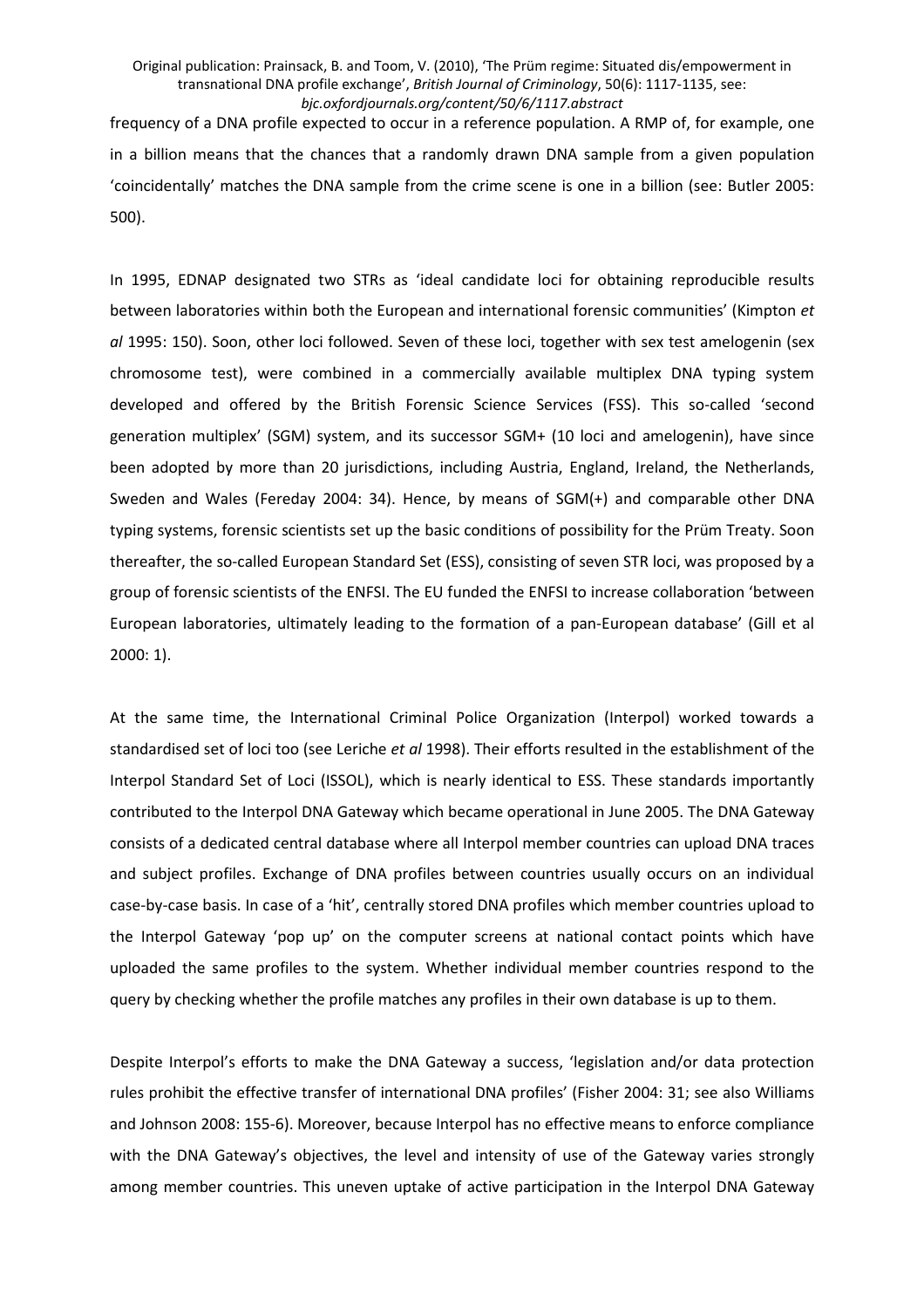frequency of a DNA profile expected to occur in a reference population. A RMP of, for example, one in a billion means that the chances that a randomly drawn DNA sample from a given population 'coincidentally' matches the DNA sample from the crime scene is one in a billion (see: Butler 2005: 500).

In 1995, EDNAP designated two STRs as 'ideal candidate loci for obtaining reproducible results between laboratories within both the European and international forensic communities' (Kimpton *et al* 1995: 150). Soon, other loci followed. Seven of these loci, together with sex test amelogenin (sex chromosome test), were combined in a commercially available multiplex DNA typing system developed and offered by the British Forensic Science Services (FSS). This so-called 'second generation multiplex' (SGM) system, and its successor SGM+ (10 loci and amelogenin), have since been adopted by more than 20 jurisdictions, including Austria, England, Ireland, the Netherlands, Sweden and Wales (Fereday 2004: 34). Hence, by means of SGM(+) and comparable other DNA typing systems, forensic scientists set up the basic conditions of possibility for the Prüm Treaty. Soon thereafter, the so-called European Standard Set (ESS), consisting of seven STR loci, was proposed by a group of forensic scientists of the ENFSI. The EU funded the ENFSI to increase collaboration 'between European laboratories, ultimately leading to the formation of a pan-European database' (Gill et al 2000: 1).

At the same time, the International Criminal Police Organization (Interpol) worked towards a standardised set of loci too (see Leriche *et al* 1998). Their efforts resulted in the establishment of the Interpol Standard Set of Loci (ISSOL), which is nearly identical to ESS. These standards importantly contributed to the Interpol DNA Gateway which became operational in June 2005. The DNA Gateway consists of a dedicated central database where all Interpol member countries can upload DNA traces and subject profiles. Exchange of DNA profiles between countries usually occurs on an individual case-by-case basis. In case of a 'hit', centrally stored DNA profiles which member countries upload to the Interpol Gateway 'pop up' on the computer screens at national contact points which have uploaded the same profiles to the system. Whether individual member countries respond to the query by checking whether the profile matches any profiles in their own database is up to them.

Despite Interpol's efforts to make the DNA Gateway a success, 'legislation and/or data protection rules prohibit the effective transfer of international DNA profiles' (Fisher 2004: 31; see also Williams and Johnson 2008: 155-6). Moreover, because Interpol has no effective means to enforce compliance with the DNA Gateway's objectives, the level and intensity of use of the Gateway varies strongly among member countries. This uneven uptake of active participation in the Interpol DNA Gateway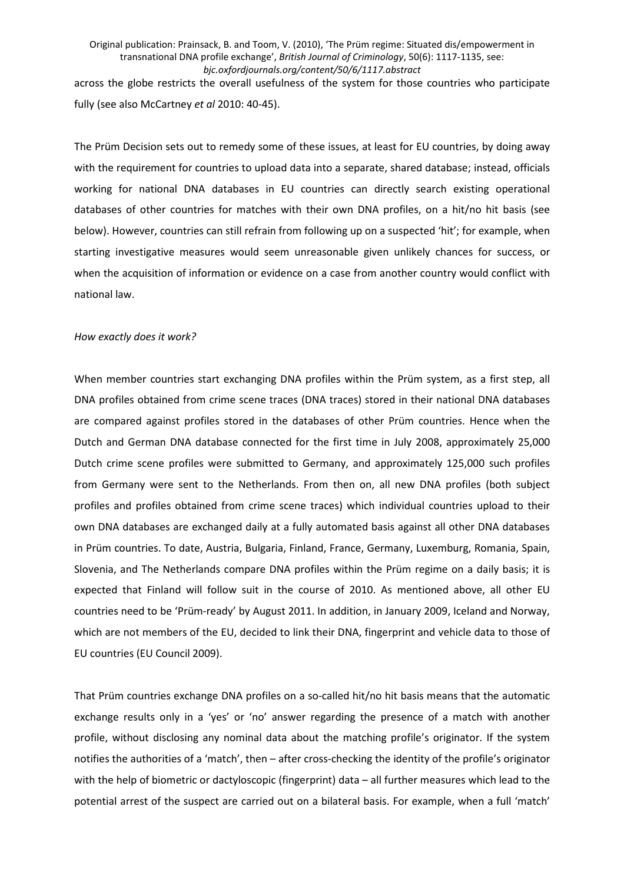across the globe restricts the overall usefulness of the system for those countries who participate fully (see also McCartney *et al* 2010: 40-45).

The Prüm Decision sets out to remedy some of these issues, at least for EU countries, by doing away with the requirement for countries to upload data into a separate, shared database; instead, officials working for national DNA databases in EU countries can directly search existing operational databases of other countries for matches with their own DNA profiles, on a hit/no hit basis (see below). However, countries can still refrain from following up on a suspected 'hit'; for example, when starting investigative measures would seem unreasonable given unlikely chances for success, or when the acquisition of information or evidence on a case from another country would conflict with national law.

*How exactly does it work?*

When member countries start exchanging DNA profiles within the Prüm system, as a first step, all DNA profiles obtained from crime scene traces (DNA traces) stored in their national DNA databases are compared against profiles stored in the databases of other Prüm countries. Hence when the Dutch and German DNA database connected for the first time in July 2008, approximately 25,000 Dutch crime scene profiles were submitted to Germany, and approximately 125,000 such profiles from Germany were sent to the Netherlands. From then on, all new DNA profiles (both subject profiles and profiles obtained from crime scene traces) which individual countries upload to their own DNA databases are exchanged daily at a fully automated basis against all other DNA databases in Prüm countries. To date, Austria, Bulgaria, Finland, France, Germany, Luxemburg, Romania, Spain, Slovenia, and The Netherlands compare DNA profiles within the Prüm regime on a daily basis; it is expected that Finland will follow suit in the course of 2010. As mentioned above, all other EU countries need to be 'Prüm-ready' by August 2011. In addition, in January 2009, Iceland and Norway, which are not members of the EU, decided to link their DNA, fingerprint and vehicle data to those of EU countries (EU Council 2009).

That Prüm countries exchange DNA profiles on a so-called hit/no hit basis means that the automatic exchange results only in a 'yes' or 'no' answer regarding the presence of a match with another profile, without disclosing any nominal data about the matching profile's originator. If the system notifies the authorities of a 'match', then – after cross-checking the identity of the profile's originator with the help of biometric or dactyloscopic (fingerprint) data – all further measures which lead to the potential arrest of the suspect are carried out on a bilateral basis. For example, when a full 'match'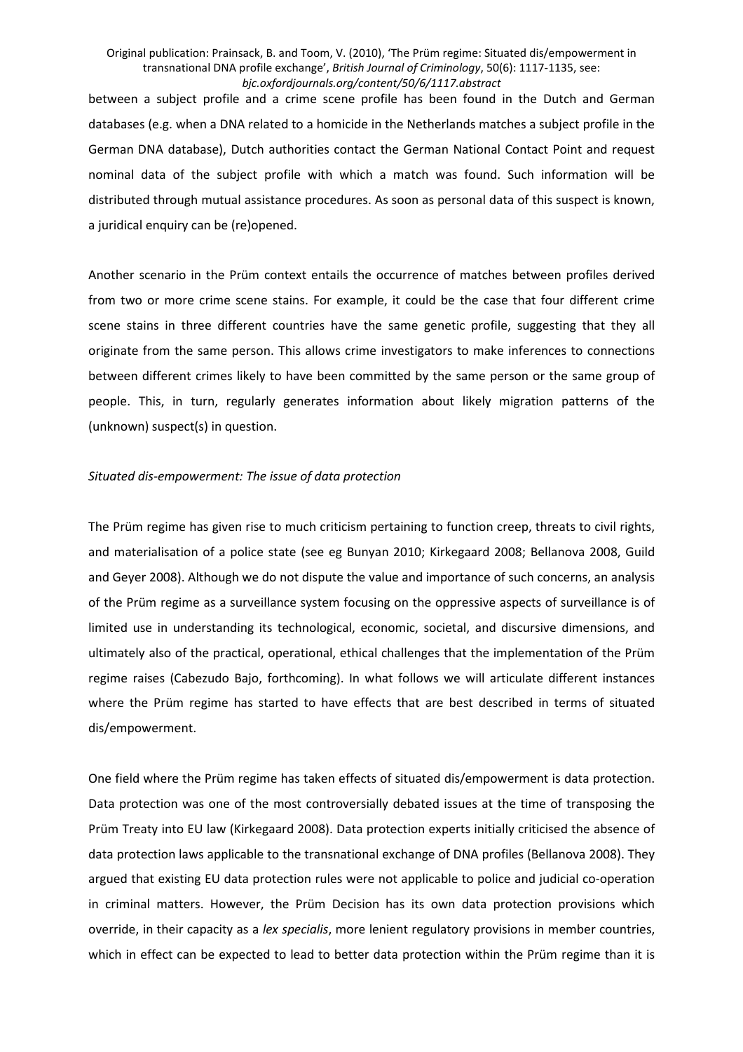between a subject profile and a crime scene profile has been found in the Dutch and German databases (e.g. when a DNA related to a homicide in the Netherlands matches a subject profile in the German DNA database), Dutch authorities contact the German National Contact Point and request nominal data of the subject profile with which a match was found. Such information will be distributed through mutual assistance procedures. As soon as personal data of this suspect is known, a juridical enquiry can be (re)opened.

Another scenario in the Prüm context entails the occurrence of matches between profiles derived from two or more crime scene stains. For example, it could be the case that four different crime scene stains in three different countries have the same genetic profile, suggesting that they all originate from the same person. This allows crime investigators to make inferences to connections between different crimes likely to have been committed by the same person or the same group of people. This, in turn, regularly generates information about likely migration patterns of the (unknown) suspect(s) in question.

*Situated dis-empowerment: The issue of data protection*

The Prüm regime has given rise to much criticism pertaining to function creep, threats to civil rights, and materialisation of a police state (see eg Bunyan 2010; Kirkegaard 2008; Bellanova 2008, Guild and Geyer 2008). Although we do not dispute the value and importance of such concerns, an analysis of the Prüm regime as a surveillance system focusing on the oppressive aspects of surveillance is of limited use in understanding its technological, economic, societal, and discursive dimensions, and ultimately also of the practical, operational, ethical challenges that the implementation of the Prüm regime raises (Cabezudo Bajo, forthcoming). In what follows we will articulate different instances where the Prüm regime has started to have effects that are best described in terms of situated dis/empowerment.

One field where the Prüm regime has taken effects of situated dis/empowerment is data protection. Data protection was one of the most controversially debated issues at the time of transposing the Prüm Treaty into EU law (Kirkegaard 2008). Data protection experts initially criticised the absence of data protection laws applicable to the transnational exchange of DNA profiles (Bellanova 2008). They argued that existing EU data protection rules were not applicable to police and judicial co-operation in criminal matters. However, the Prüm Decision has its own data protection provisions which override, in their capacity as a *lex specialis*, more lenient regulatory provisions in member countries, which in effect can be expected to lead to better data protection within the Prüm regime than it is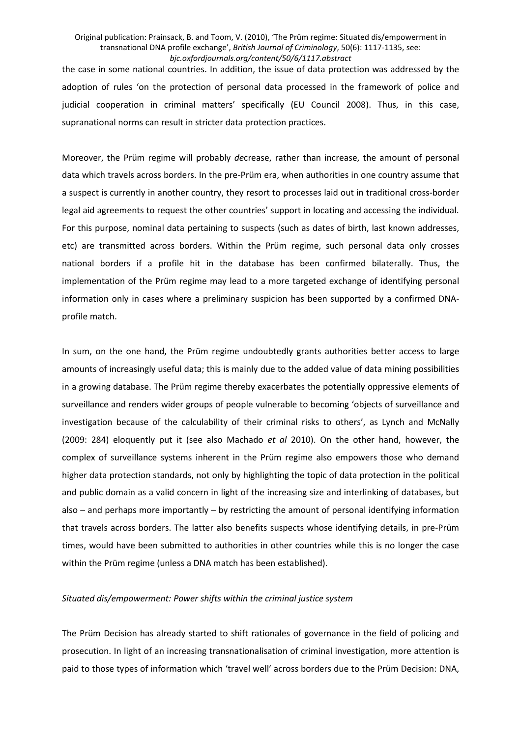the case in some national countries. In addition, the issue of data protection was addressed by the adoption of rules 'on the protection of personal data processed in the framework of police and judicial cooperation in criminal matters' specifically (EU Council 2008). Thus, in this case, supranational norms can result in stricter data protection practices.

Moreover, the Prüm regime will probably *de*crease, rather than increase, the amount of personal data which travels across borders. In the pre-Prüm era, when authorities in one country assume that a suspect is currently in another country, they resort to processes laid out in traditional cross-border legal aid agreements to request the other countries' support in locating and accessing the individual. For this purpose, nominal data pertaining to suspects (such as dates of birth, last known addresses, etc) are transmitted across borders. Within the Prüm regime, such personal data only crosses national borders if a profile hit in the database has been confirmed bilaterally. Thus, the implementation of the Prüm regime may lead to a more targeted exchange of identifying personal information only in cases where a preliminary suspicion has been supported by a confirmed DNA-profile match.

In sum, on the one hand, the Prüm regime undoubtedly grants authorities better access to large amounts of increasingly useful data; this is mainly due to the added value of data mining possibilities in a growing database. The Prüm regime thereby exacerbates the potentially oppressive elements of surveillance and renders wider groups of people vulnerable to becoming 'objects of surveillance and investigation because of the calculability of their criminal risks to others', as Lynch and McNally (2009: 284) eloquently put it (see also Machado *et al* 2010). On the other hand, however, the complex of surveillance systems inherent in the Prüm regime also empowers those who demand higher data protection standards, not only by highlighting the topic of data protection in the political and public domain as a valid concern in light of the increasing size and interlinking of databases, but also – and perhaps more importantly – by restricting the amount of personal identifying information that travels across borders. The latter also benefits suspects whose identifying details, in pre-Prüm times, would have been submitted to authorities in other countries while this is no longer the case within the Prüm regime (unless a DNA match has been established).

### *Situated dis/empowerment: Power shifts within the criminal justice system*

The Prüm Decision has already started to shift rationales of governance in the field of policing and prosecution. In light of an increasing transnationalisation of criminal investigation, more attention is paid to those types of information which 'travel well' across borders due to the Prüm Decision: DNA,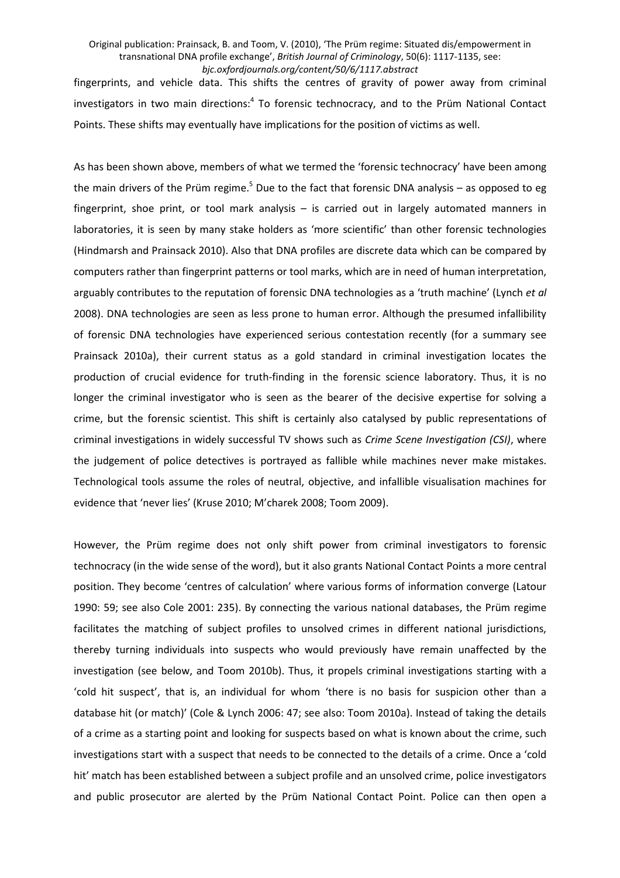fingerprints, and vehicle data. This shifts the centres of gravity of power away from criminal investigators in two main directions:[4] To forensic technocracy, and to the Prüm National Contact Points. These shifts may eventually have implications for the position of victims as well.

As has been shown above, members of what we termed the 'forensic technocracy' have been among the main drivers of the Prüm regime.[5] Due to the fact that forensic DNA analysis – as opposed to eg fingerprint, shoe print, or tool mark analysis – is carried out in largely automated manners in laboratories, it is seen by many stake holders as 'more scientific' than other forensic technologies (Hindmarsh and Prainsack 2010). Also that DNA profiles are discrete data which can be compared by computers rather than fingerprint patterns or tool marks, which are in need of human interpretation, arguably contributes to the reputation of forensic DNA technologies as a 'truth machine' (Lynch *et al* 2008). DNA technologies are seen as less prone to human error. Although the presumed infallibility of forensic DNA technologies have experienced serious contestation recently (for a summary see Prainsack 2010a), their current status as a gold standard in criminal investigation locates the production of crucial evidence for truth-finding in the forensic science laboratory. Thus, it is no longer the criminal investigator who is seen as the bearer of the decisive expertise for solving a crime, but the forensic scientist. This shift is certainly also catalysed by public representations of criminal investigations in widely successful TV shows such as *Crime Scene Investigation (CSI)*, where the judgement of police detectives is portrayed as fallible while machines never make mistakes. Technological tools assume the roles of neutral, objective, and infallible visualisation machines for evidence that 'never lies' (Kruse 2010; M'charek 2008; Toom 2009).

However, the Prüm regime does not only shift power from criminal investigators to forensic technocracy (in the wide sense of the word), but it also grants National Contact Points a more central position. They become 'centres of calculation' where various forms of information converge (Latour 1990: 59; see also Cole 2001: 235). By connecting the various national databases, the Prüm regime facilitates the matching of subject profiles to unsolved crimes in different national jurisdictions, thereby turning individuals into suspects who would previously have remain unaffected by the investigation (see below, and Toom 2010b). Thus, it propels criminal investigations starting with a 'cold hit suspect', that is, an individual for whom 'there is no basis for suspicion other than a database hit (or match)' (Cole & Lynch 2006: 47; see also: Toom 2010a). Instead of taking the details of a crime as a starting point and looking for suspects based on what is known about the crime, such investigations start with a suspect that needs to be connected to the details of a crime. Once a 'cold hit' match has been established between a subject profile and an unsolved crime, police investigators and public prosecutor are alerted by the Prüm National Contact Point. Police can then open a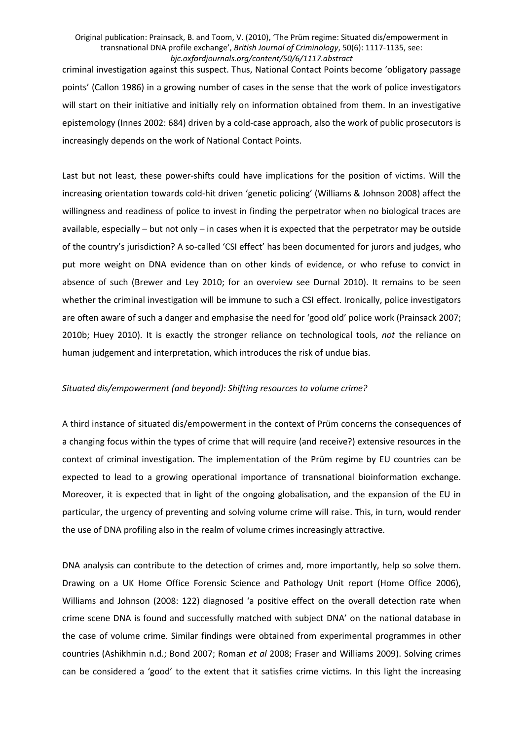criminal investigation against this suspect. Thus, National Contact Points become 'obligatory passage points' (Callon 1986) in a growing number of cases in the sense that the work of police investigators will start on their initiative and initially rely on information obtained from them. In an investigative epistemology (Innes 2002: 684) driven by a cold-case approach, also the work of public prosecutors is increasingly depends on the work of National Contact Points.

Last but not least, these power-shifts could have implications for the position of victims. Will the increasing orientation towards cold-hit driven 'genetic policing' (Williams & Johnson 2008) affect the willingness and readiness of police to invest in finding the perpetrator when no biological traces are available, especially – but not only – in cases when it is expected that the perpetrator may be outside of the country's jurisdiction? A so-called 'CSI effect' has been documented for jurors and judges, who put more weight on DNA evidence than on other kinds of evidence, or who refuse to convict in absence of such (Brewer and Ley 2010; for an overview see Durnal 2010). It remains to be seen whether the criminal investigation will be immune to such a CSI effect. Ironically, police investigators are often aware of such a danger and emphasise the need for 'good old' police work (Prainsack 2007; 2010b; Huey 2010). It is exactly the stronger reliance on technological tools, *not* the reliance on human judgement and interpretation, which introduces the risk of undue bias.

*Situated dis/empowerment (and beyond): Shifting resources to volume crime?*

A third instance of situated dis/empowerment in the context of Prüm concerns the consequences of a changing focus within the types of crime that will require (and receive?) extensive resources in the context of criminal investigation. The implementation of the Prüm regime by EU countries can be expected to lead to a growing operational importance of transnational bioinformation exchange. Moreover, it is expected that in light of the ongoing globalisation, and the expansion of the EU in particular, the urgency of preventing and solving volume crime will raise. This, in turn, would render the use of DNA profiling also in the realm of volume crimes increasingly attractive.

DNA analysis can contribute to the detection of crimes and, more importantly, help so solve them. Drawing on a UK Home Office Forensic Science and Pathology Unit report (Home Office 2006), Williams and Johnson (2008: 122) diagnosed 'a positive effect on the overall detection rate when crime scene DNA is found and successfully matched with subject DNA' on the national database in the case of volume crime. Similar findings were obtained from experimental programmes in other countries (Ashikhmin n.d.; Bond 2007; Roman *et al* 2008; Fraser and Williams 2009). Solving crimes can be considered a 'good' to the extent that it satisfies crime victims. In this light the increasing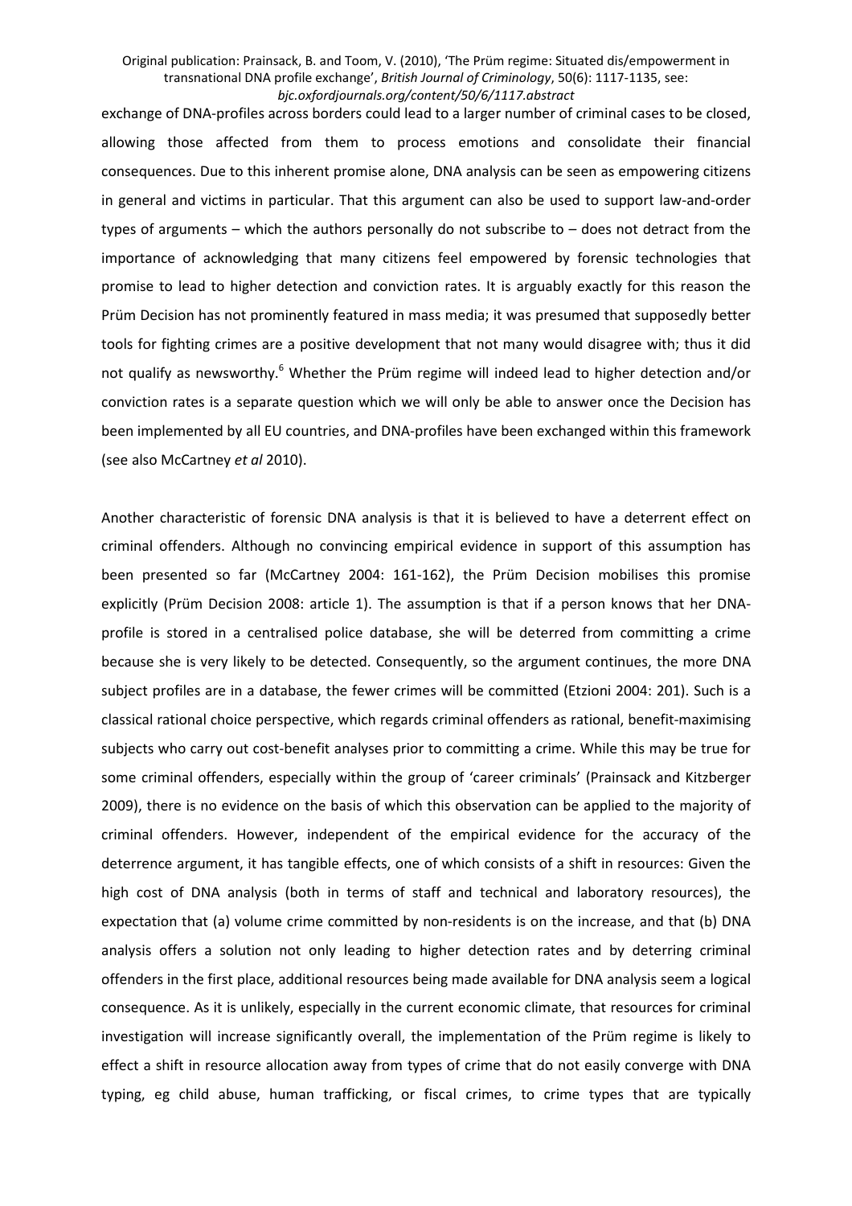exchange of DNA-profiles across borders could lead to a larger number of criminal cases to be closed, allowing those affected from them to process emotions and consolidate their financial consequences. Due to this inherent promise alone, DNA analysis can be seen as empowering citizens in general and victims in particular. That this argument can also be used to support law-and-order types of arguments – which the authors personally do not subscribe to – does not detract from the importance of acknowledging that many citizens feel empowered by forensic technologies that promise to lead to higher detection and conviction rates. It is arguably exactly for this reason the Prüm Decision has not prominently featured in mass media; it was presumed that supposedly better tools for fighting crimes are a positive development that not many would disagree with; thus it did not qualify as newsworthy.[6] Whether the Prüm regime will indeed lead to higher detection and/or conviction rates is a separate question which we will only be able to answer once the Decision has been implemented by all EU countries, and DNA-profiles have been exchanged within this framework (see also McCartney *et al* 2010).

Another characteristic of forensic DNA analysis is that it is believed to have a deterrent effect on criminal offenders. Although no convincing empirical evidence in support of this assumption has been presented so far (McCartney 2004: 161-162), the Prüm Decision mobilises this promise explicitly (Prüm Decision 2008: article 1). The assumption is that if a person knows that her DNA-profile is stored in a centralised police database, she will be deterred from committing a crime because she is very likely to be detected. Consequently, so the argument continues, the more DNA subject profiles are in a database, the fewer crimes will be committed (Etzioni 2004: 201). Such is a classical rational choice perspective, which regards criminal offenders as rational, benefit-maximising subjects who carry out cost-benefit analyses prior to committing a crime. While this may be true for some criminal offenders, especially within the group of 'career criminals' (Prainsack and Kitzberger 2009), there is no evidence on the basis of which this observation can be applied to the majority of criminal offenders. However, independent of the empirical evidence for the accuracy of the deterrence argument, it has tangible effects, one of which consists of a shift in resources: Given the high cost of DNA analysis (both in terms of staff and technical and laboratory resources), the expectation that (a) volume crime committed by non-residents is on the increase, and that (b) DNA analysis offers a solution not only leading to higher detection rates and by deterring criminal offenders in the first place, additional resources being made available for DNA analysis seem a logical consequence. As it is unlikely, especially in the current economic climate, that resources for criminal investigation will increase significantly overall, the implementation of the Prüm regime is likely to effect a shift in resource allocation away from types of crime that do not easily converge with DNA typing, eg child abuse, human trafficking, or fiscal crimes, to crime types that are typically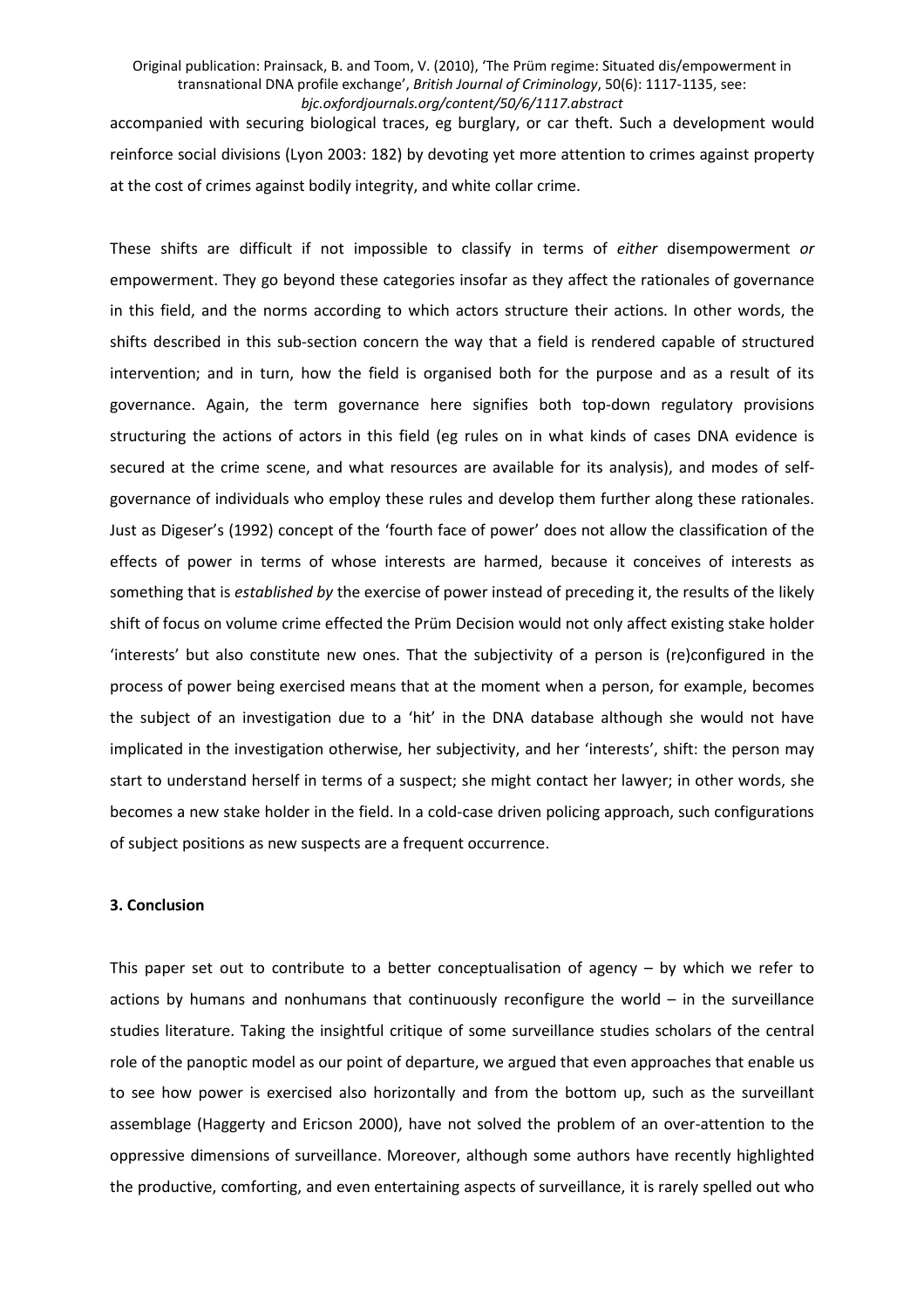accompanied with securing biological traces, eg burglary, or car theft. Such a development would reinforce social divisions (Lyon 2003: 182) by devoting yet more attention to crimes against property at the cost of crimes against bodily integrity, and white collar crime.

These shifts are difficult if not impossible to classify in terms of *either* disempowerment *or* empowerment. They go beyond these categories insofar as they affect the rationales of governance in this field, and the norms according to which actors structure their actions. In other words, the shifts described in this sub-section concern the way that a field is rendered capable of structured intervention; and in turn, how the field is organised both for the purpose and as a result of its governance. Again, the term governance here signifies both top-down regulatory provisions structuring the actions of actors in this field (eg rules on in what kinds of cases DNA evidence is secured at the crime scene, and what resources are available for its analysis), and modes of self-governance of individuals who employ these rules and develop them further along these rationales. Just as Digeser's (1992) concept of the 'fourth face of power' does not allow the classification of the effects of power in terms of whose interests are harmed, because it conceives of interests as something that is *established by* the exercise of power instead of preceding it, the results of the likely shift of focus on volume crime effected the Prüm Decision would not only affect existing stake holder 'interests' but also constitute new ones. That the subjectivity of a person is (re)configured in the process of power being exercised means that at the moment when a person, for example, becomes the subject of an investigation due to a 'hit' in the DNA database although she would not have implicated in the investigation otherwise, her subjectivity, and her 'interests', shift: the person may start to understand herself in terms of a suspect; she might contact her lawyer; in other words, she becomes a new stake holder in the field. In a cold-case driven policing approach, such configurations of subject positions as new suspects are a frequent occurrence.

### 3. Conclusion

This paper set out to contribute to a better conceptualisation of agency – by which we refer to actions by humans and nonhumans that continuously reconfigure the world – in the surveillance studies literature. Taking the insightful critique of some surveillance studies scholars of the central role of the panoptic model as our point of departure, we argued that even approaches that enable us to see how power is exercised also horizontally and from the bottom up, such as the surveillant assemblage (Haggerty and Ericson 2000), have not solved the problem of an over-attention to the oppressive dimensions of surveillance. Moreover, although some authors have recently highlighted the productive, comforting, and even entertaining aspects of surveillance, it is rarely spelled out who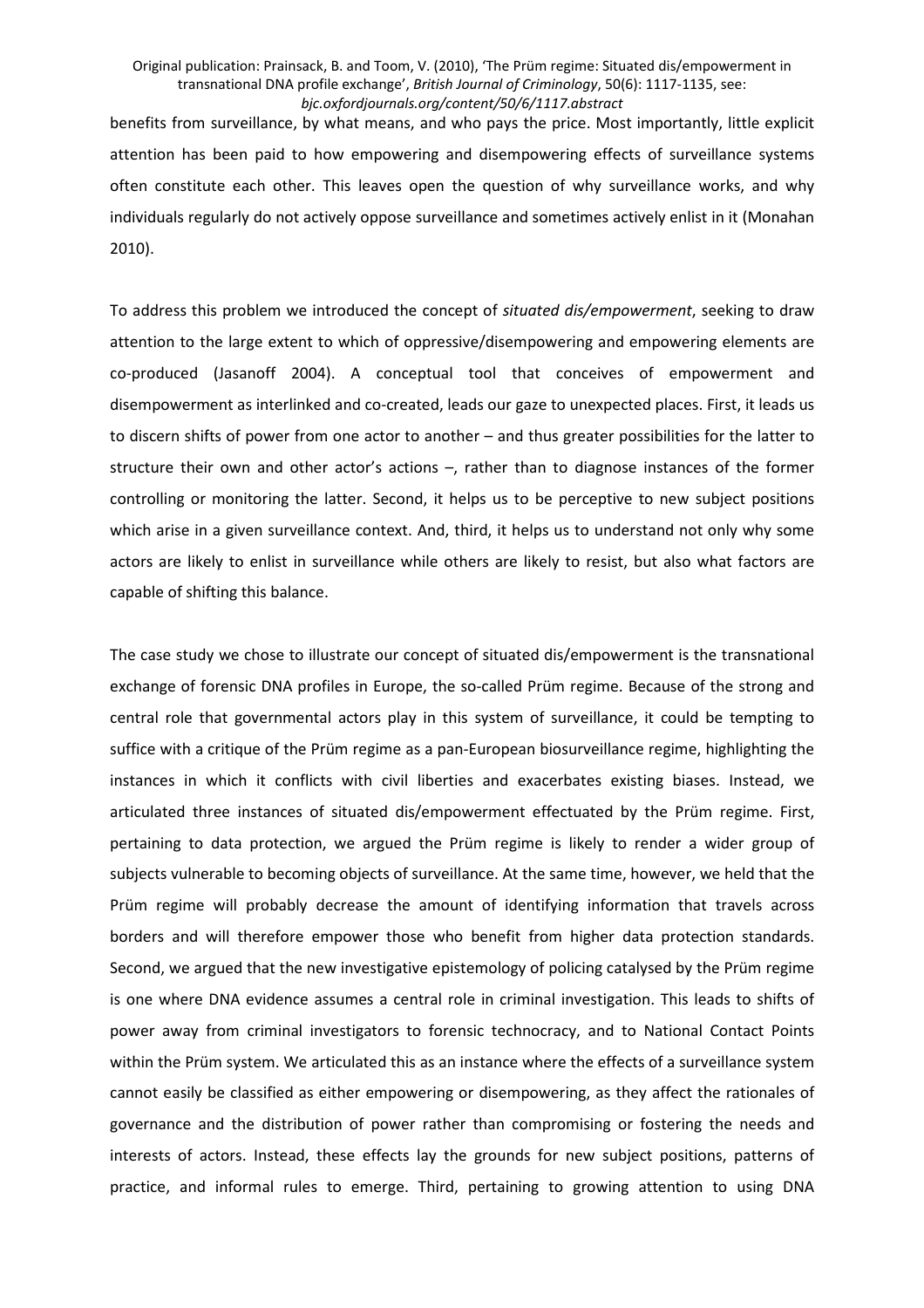benefits from surveillance, by what means, and who pays the price. Most importantly, little explicit attention has been paid to how empowering and disempowering effects of surveillance systems often constitute each other. This leaves open the question of why surveillance works, and why individuals regularly do not actively oppose surveillance and sometimes actively enlist in it (Monahan 2010).

To address this problem we introduced the concept of *situated dis/empowerment*, seeking to draw attention to the large extent to which of oppressive/disempowering and empowering elements are co-produced (Jasanoff 2004). A conceptual tool that conceives of empowerment and disempowerment as interlinked and co-created, leads our gaze to unexpected places. First, it leads us to discern shifts of power from one actor to another – and thus greater possibilities for the latter to structure their own and other actor's actions –, rather than to diagnose instances of the former controlling or monitoring the latter. Second, it helps us to be perceptive to new subject positions which arise in a given surveillance context. And, third, it helps us to understand not only why some actors are likely to enlist in surveillance while others are likely to resist, but also what factors are capable of shifting this balance.

The case study we chose to illustrate our concept of situated dis/empowerment is the transnational exchange of forensic DNA profiles in Europe, the so-called Prüm regime. Because of the strong and central role that governmental actors play in this system of surveillance, it could be tempting to suffice with a critique of the Prüm regime as a pan-European biosurveillance regime, highlighting the instances in which it conflicts with civil liberties and exacerbates existing biases. Instead, we articulated three instances of situated dis/empowerment effectuated by the Prüm regime. First, pertaining to data protection, we argued the Prüm regime is likely to render a wider group of subjects vulnerable to becoming objects of surveillance. At the same time, however, we held that the Prüm regime will probably decrease the amount of identifying information that travels across borders and will therefore empower those who benefit from higher data protection standards. Second, we argued that the new investigative epistemology of policing catalysed by the Prüm regime is one where DNA evidence assumes a central role in criminal investigation. This leads to shifts of power away from criminal investigators to forensic technocracy, and to National Contact Points within the Prüm system. We articulated this as an instance where the effects of a surveillance system cannot easily be classified as either empowering or disempowering, as they affect the rationales of governance and the distribution of power rather than compromising or fostering the needs and interests of actors. Instead, these effects lay the grounds for new subject positions, patterns of practice, and informal rules to emerge. Third, pertaining to growing attention to using DNA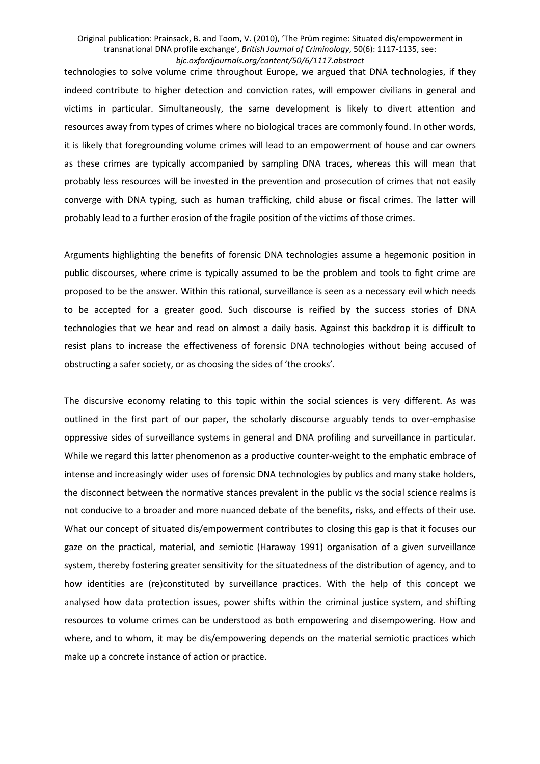technologies to solve volume crime throughout Europe, we argued that DNA technologies, if they indeed contribute to higher detection and conviction rates, will empower civilians in general and victims in particular. Simultaneously, the same development is likely to divert attention and resources away from types of crimes where no biological traces are commonly found. In other words, it is likely that foregrounding volume crimes will lead to an empowerment of house and car owners as these crimes are typically accompanied by sampling DNA traces, whereas this will mean that probably less resources will be invested in the prevention and prosecution of crimes that not easily converge with DNA typing, such as human trafficking, child abuse or fiscal crimes. The latter will probably lead to a further erosion of the fragile position of the victims of those crimes.

Arguments highlighting the benefits of forensic DNA technologies assume a hegemonic position in public discourses, where crime is typically assumed to be the problem and tools to fight crime are proposed to be the answer. Within this rational, surveillance is seen as a necessary evil which needs to be accepted for a greater good. Such discourse is reified by the success stories of DNA technologies that we hear and read on almost a daily basis. Against this backdrop it is difficult to resist plans to increase the effectiveness of forensic DNA technologies without being accused of obstructing a safer society, or as choosing the sides of 'the crooks'.

The discursive economy relating to this topic within the social sciences is very different. As was outlined in the first part of our paper, the scholarly discourse arguably tends to over-emphasise oppressive sides of surveillance systems in general and DNA profiling and surveillance in particular. While we regard this latter phenomenon as a productive counter-weight to the emphatic embrace of intense and increasingly wider uses of forensic DNA technologies by publics and many stake holders, the disconnect between the normative stances prevalent in the public vs the social science realms is not conducive to a broader and more nuanced debate of the benefits, risks, and effects of their use. What our concept of situated dis/empowerment contributes to closing this gap is that it focuses our gaze on the practical, material, and semiotic (Haraway 1991) organisation of a given surveillance system, thereby fostering greater sensitivity for the situatedness of the distribution of agency, and to how identities are (re)constituted by surveillance practices. With the help of this concept we analysed how data protection issues, power shifts within the criminal justice system, and shifting resources to volume crimes can be understood as both empowering and disempowering. How and where, and to whom, it may be dis/empowering depends on the material semiotic practices which make up a concrete instance of action or practice.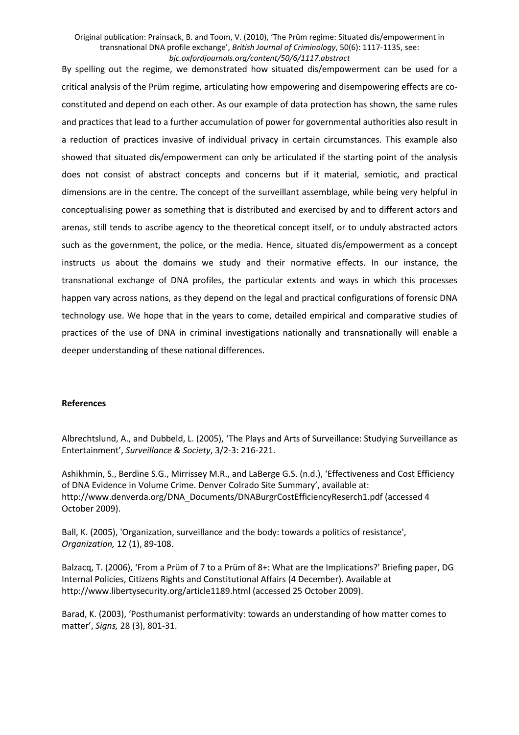By spelling out the regime, we demonstrated how situated dis/empowerment can be used for a critical analysis of the Prüm regime, articulating how empowering and disempowering effects are co-constituted and depend on each other. As our example of data protection has shown, the same rules and practices that lead to a further accumulation of power for governmental authorities also result in a reduction of practices invasive of individual privacy in certain circumstances. This example also showed that situated dis/empowerment can only be articulated if the starting point of the analysis does not consist of abstract concepts and concerns but if it material, semiotic, and practical dimensions are in the centre. The concept of the surveillant assemblage, while being very helpful in conceptualising power as something that is distributed and exercised by and to different actors and arenas, still tends to ascribe agency to the theoretical concept itself, or to unduly abstracted actors such as the government, the police, or the media. Hence, situated dis/empowerment as a concept instructs us about the domains we study and their normative effects. In our instance, the transnational exchange of DNA profiles, the particular extents and ways in which this processes happen vary across nations, as they depend on the legal and practical configurations of forensic DNA technology use. We hope that in the years to come, detailed empirical and comparative studies of practices of the use of DNA in criminal investigations nationally and transnationally will enable a deeper understanding of these national differences.

**References**

Albrechtslund, A., and Dubbeld, L. (2005), 'The Plays and Arts of Surveillance: Studying Surveillance as Entertainment', *Surveillance & Society*, 3/2-3: 216-221.

Ashikhmin, S., Berdine S.G., Mirrissey M.R., and LaBerge G.S. (n.d.), 'Effectiveness and Cost Efficiency of DNA Evidence in Volume Crime. Denver Colrado Site Summary', available at: http://www.denverda.org/DNA_Documents/DNABurgrCostEfficiencyReserch1.pdf (accessed 4 October 2009).

Ball, K. (2005), 'Organization, surveillance and the body: towards a politics of resistance', *Organization,* 12 (1), 89-108.

Balzacq, T. (2006), 'From a Prüm of 7 to a Prüm of 8+: What are the Implications?' Briefing paper, DG Internal Policies, Citizens Rights and Constitutional Affairs (4 December). Available at http://www.libertysecurity.org/article1189.html (accessed 25 October 2009).

Barad, K. (2003), 'Posthumanist performativity: towards an understanding of how matter comes to matter', *Signs,* 28 (3), 801-31.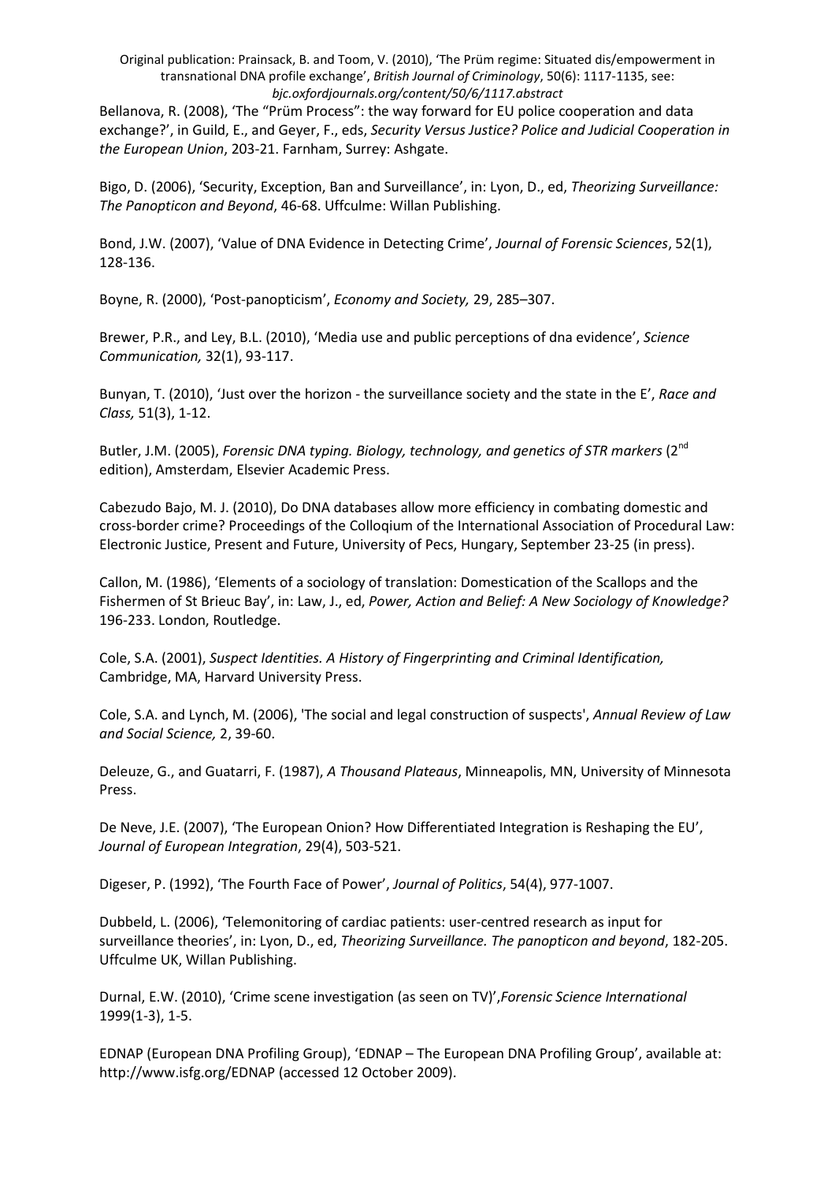Bellanova, R. (2008), 'The "Prüm Process": the way forward for EU police cooperation and data exchange?', in Guild, E., and Geyer, F., eds, *Security Versus Justice? Police and Judicial Cooperation in the European Union*, 203-21. Farnham, Surrey: Ashgate.

Bigo, D. (2006), 'Security, Exception, Ban and Surveillance', in: Lyon, D., ed, *Theorizing Surveillance: The Panopticon and Beyond*, 46-68. Uffculme: Willan Publishing.

Bond, J.W. (2007), 'Value of DNA Evidence in Detecting Crime', *Journal of Forensic Sciences*, 52(1), 128-136.

Boyne, R. (2000), 'Post-panopticism', *Economy and Society,* 29, 285–307.

Brewer, P.R., and Ley, B.L. (2010), 'Media use and public perceptions of dna evidence', *Science Communication,* 32(1), 93-117.

Bunyan, T. (2010), 'Just over the horizon - the surveillance society and the state in the E', *Race and Class,* 51(3), 1-12.

Butler, J.M. (2005), *Forensic DNA typing. Biology, technology, and genetics of STR markers* (2nd edition), Amsterdam, Elsevier Academic Press.

Cabezudo Bajo, M. J. (2010), Do DNA databases allow more efficiency in combating domestic and cross-border crime? Proceedings of the Colloqium of the International Association of Procedural Law: Electronic Justice, Present and Future, University of Pecs, Hungary, September 23-25 (in press).

Callon, M. (1986), 'Elements of a sociology of translation: Domestication of the Scallops and the Fishermen of St Brieuc Bay', in: Law, J., ed, *Power, Action and Belief: A New Sociology of Knowledge?* 196-233. London, Routledge.

Cole, S.A. (2001), *Suspect Identities. A History of Fingerprinting and Criminal Identification,* Cambridge, MA, Harvard University Press.

Cole, S.A. and Lynch, M. (2006), 'The social and legal construction of suspects', *Annual Review of Law and Social Science,* 2, 39-60.

Deleuze, G., and Guatarri, F. (1987), *A Thousand Plateaus*, Minneapolis, MN, University of Minnesota Press.

De Neve, J.E. (2007), 'The European Onion? How Differentiated Integration is Reshaping the EU', *Journal of European Integration*, 29(4), 503-521.

Digeser, P. (1992), 'The Fourth Face of Power', *Journal of Politics*, 54(4), 977-1007.

Dubbeld, L. (2006), 'Telemonitoring of cardiac patients: user-centred research as input for surveillance theories', in: Lyon, D., ed, *Theorizing Surveillance. The panopticon and beyond*, 182-205. Uffculme UK, Willan Publishing.

Durnal, E.W. (2010), 'Crime scene investigation (as seen on TV)',*Forensic Science International* 1999(1-3), 1-5.

EDNAP (European DNA Profiling Group), 'EDNAP – The European DNA Profiling Group', available at: http://www.isfg.org/EDNAP (accessed 12 October 2009).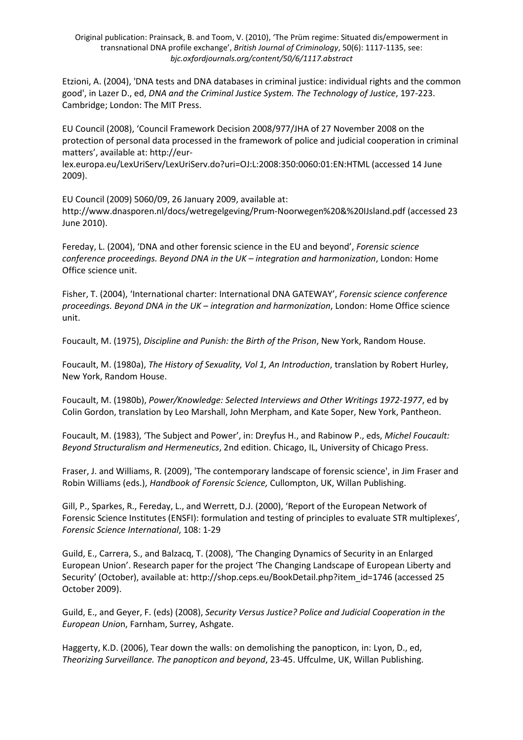Etzioni, A. (2004), 'DNA tests and DNA databases in criminal justice: individual rights and the common good', in Lazer D., ed, *DNA and the Criminal Justice System. The Technology of Justice*, 197-223. Cambridge; London: The MIT Press.

EU Council (2008), 'Council Framework Decision 2008/977/JHA of 27 November 2008 on the protection of personal data processed in the framework of police and judicial cooperation in criminal matters', available at: http://eur-lex.europa.eu/LexUriServ/LexUriServ.do?uri=OJ:L:2008:350:0060:01:EN:HTML (accessed 14 June 2009).

EU Council (2009) 5060/09, 26 January 2009, available at: http://www.dnasporen.nl/docs/wetregelgeving/Prum-Noorwegen%20&%20IJsland.pdf (accessed 23 June 2010).

Fereday, L. (2004), 'DNA and other forensic science in the EU and beyond', *Forensic science conference proceedings. Beyond DNA in the UK – integration and harmonization*, London: Home Office science unit.

Fisher, T. (2004), 'International charter: International DNA GATEWAY', *Forensic science conference proceedings. Beyond DNA in the UK – integration and harmonization*, London: Home Office science unit.

Foucault, M. (1975), *Discipline and Punish: the Birth of the Prison*, New York, Random House.

Foucault, M. (1980a), *The History of Sexuality, Vol 1, An Introduction*, translation by Robert Hurley, New York, Random House.

Foucault, M. (1980b), *Power/Knowledge: Selected Interviews and Other Writings 1972-1977*, ed by Colin Gordon, translation by Leo Marshall, John Merpham, and Kate Soper, New York, Pantheon.

Foucault, M. (1983), 'The Subject and Power', in: Dreyfus H., and Rabinow P., eds, *Michel Foucault: Beyond Structuralism and Hermeneutics*, 2nd edition. Chicago, IL, University of Chicago Press.

Fraser, J. and Williams, R. (2009), 'The contemporary landscape of forensic science', in Jim Fraser and Robin Williams (eds.), *Handbook of Forensic Science,* Cullompton, UK, Willan Publishing.

Gill, P., Sparkes, R., Fereday, L., and Werrett, D.J. (2000), 'Report of the European Network of Forensic Science Institutes (ENSFI): formulation and testing of principles to evaluate STR multiplexes', *Forensic Science International*, 108: 1-29

Guild, E., Carrera, S., and Balzacq, T. (2008), 'The Changing Dynamics of Security in an Enlarged European Union'. Research paper for the project 'The Changing Landscape of European Liberty and Security' (October), available at: http://shop.ceps.eu/BookDetail.php?item_id=1746 (accessed 25 October 2009).

Guild, E., and Geyer, F. (eds) (2008), *Security Versus Justice? Police and Judicial Cooperation in the European Union*, Farnham, Surrey, Ashgate.

Haggerty, K.D. (2006), Tear down the walls: on demolishing the panopticon, in: Lyon, D., ed, *Theorizing Surveillance. The panopticon and beyond*, 23-45. Uffculme, UK, Willan Publishing.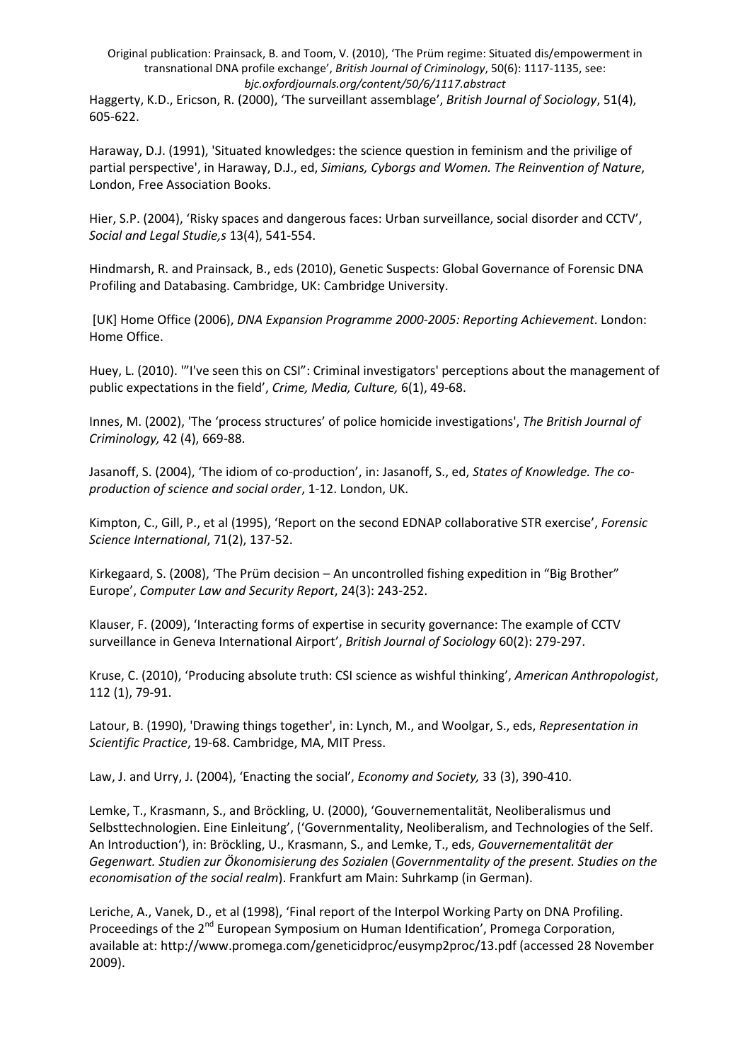Haggerty, K.D., Ericson, R. (2000), 'The surveillant assemblage', *British Journal of Sociology*, 51(4), 605-622.

Haraway, D.J. (1991), 'Situated knowledges: the science question in feminism and the privilige of partial perspective', in Haraway, D.J., ed, *Simians, Cyborgs and Women. The Reinvention of Nature*, London, Free Association Books.

Hier, S.P. (2004), 'Risky spaces and dangerous faces: Urban surveillance, social disorder and CCTV', *Social and Legal Studie,s* 13(4), 541-554.

Hindmarsh, R. and Prainsack, B., eds (2010), Genetic Suspects: Global Governance of Forensic DNA Profiling and Databasing. Cambridge, UK: Cambridge University.

[UK] Home Office (2006), *DNA Expansion Programme 2000-2005: Reporting Achievement*. London: Home Office.

Huey, L. (2010). '"I've seen this on CSI": Criminal investigators' perceptions about the management of public expectations in the field', *Crime, Media, Culture,* 6(1), 49-68.

Innes, M. (2002), 'The 'process structures' of police homicide investigations', *The British Journal of Criminology,* 42 (4), 669-88.

Jasanoff, S. (2004), 'The idiom of co-production', in: Jasanoff, S., ed, *States of Knowledge. The co-production of science and social order*, 1-12. London, UK.

Kimpton, C., Gill, P., et al (1995), 'Report on the second EDNAP collaborative STR exercise', *Forensic Science International*, 71(2), 137-52.

Kirkegaard, S. (2008), 'The Prüm decision – An uncontrolled fishing expedition in "Big Brother" Europe', *Computer Law and Security Report*, 24(3): 243-252.

Klauser, F. (2009), 'Interacting forms of expertise in security governance: The example of CCTV surveillance in Geneva International Airport', *British Journal of Sociology* 60(2): 279-297.

Kruse, C. (2010), 'Producing absolute truth: CSI science as wishful thinking', *American Anthropologist*, 112 (1), 79-91.

Latour, B. (1990), 'Drawing things together', in: Lynch, M., and Woolgar, S., eds, *Representation in Scientific Practice*, 19-68. Cambridge, MA, MIT Press.

Law, J. and Urry, J. (2004), 'Enacting the social', *Economy and Society,* 33 (3), 390-410.

Lemke, T., Krasmann, S., and Bröckling, U. (2000), 'Gouvernementalität, Neoliberalismus und Selbsttechnologien. Eine Einleitung', ('Governmentality, Neoliberalism, and Technologies of the Self. An Introduction'), in: Bröckling, U., Krasmann, S., and Lemke, T., eds, *Gouvernementalität der Gegenwart. Studien zur Ökonomisierung des Sozialen* (*Governmentality of the present. Studies on the economisation of the social realm*). Frankfurt am Main: Suhrkamp (in German).

Leriche, A., Vanek, D., et al (1998), 'Final report of the Interpol Working Party on DNA Profiling. Proceedings of the 2nd European Symposium on Human Identification', Promega Corporation, available at: http://www.promega.com/geneticidproc/eusymp2proc/13.pdf (accessed 28 November 2009).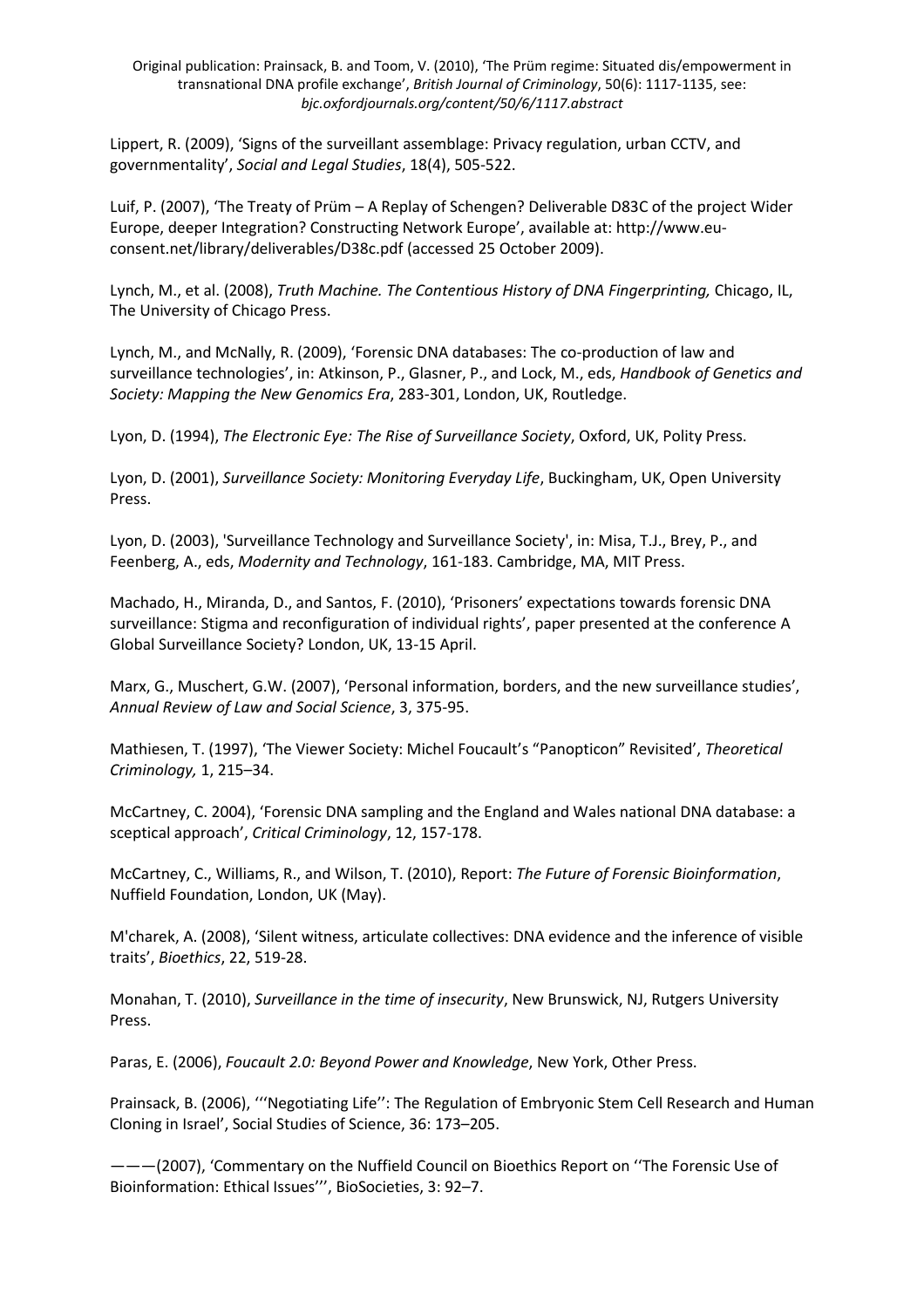Lippert, R. (2009), 'Signs of the surveillant assemblage: Privacy regulation, urban CCTV, and governmentality', *Social and Legal Studies*, 18(4), 505-522.

Luif, P. (2007), 'The Treaty of Prüm – A Replay of Schengen? Deliverable D83C of the project Wider Europe, deeper Integration? Constructing Network Europe', available at: http://www.eu-consent.net/library/deliverables/D38c.pdf (accessed 25 October 2009).

Lynch, M., et al. (2008), *Truth Machine. The Contentious History of DNA Fingerprinting,* Chicago, IL, The University of Chicago Press.

Lynch, M., and McNally, R. (2009), 'Forensic DNA databases: The co-production of law and surveillance technologies', in: Atkinson, P., Glasner, P., and Lock, M., eds, *Handbook of Genetics and Society: Mapping the New Genomics Era*, 283-301, London, UK, Routledge.

Lyon, D. (1994), *The Electronic Eye: The Rise of Surveillance Society*, Oxford, UK, Polity Press.

Lyon, D. (2001), *Surveillance Society: Monitoring Everyday Life*, Buckingham, UK, Open University Press.

Lyon, D. (2003), 'Surveillance Technology and Surveillance Society', in: Misa, T.J., Brey, P., and Feenberg, A., eds, *Modernity and Technology*, 161-183. Cambridge, MA, MIT Press.

Machado, H., Miranda, D., and Santos, F. (2010), 'Prisoners' expectations towards forensic DNA surveillance: Stigma and reconfiguration of individual rights', paper presented at the conference A Global Surveillance Society? London, UK, 13-15 April.

Marx, G., Muschert, G.W. (2007), 'Personal information, borders, and the new surveillance studies', *Annual Review of Law and Social Science*, 3, 375-95.

Mathiesen, T. (1997), 'The Viewer Society: Michel Foucault's "Panopticon" Revisited', *Theoretical Criminology,* 1, 215–34.

McCartney, C. 2004), 'Forensic DNA sampling and the England and Wales national DNA database: a sceptical approach', *Critical Criminology*, 12, 157-178.

McCartney, C., Williams, R., and Wilson, T. (2010), Report: *The Future of Forensic Bioinformation*, Nuffield Foundation, London, UK (May).

M'charek, A. (2008), 'Silent witness, articulate collectives: DNA evidence and the inference of visible traits', *Bioethics*, 22, 519-28.

Monahan, T. (2010), *Surveillance in the time of insecurity*, New Brunswick, NJ, Rutgers University Press.

Paras, E. (2006), *Foucault 2.0: Beyond Power and Knowledge*, New York, Other Press.

Prainsack, B. (2006), '''Negotiating Life'': The Regulation of Embryonic Stem Cell Research and Human Cloning in Israel', Social Studies of Science, 36: 173–205.

———(2007), 'Commentary on the Nuffield Council on Bioethics Report on ''The Forensic Use of Bioinformation: Ethical Issues''', BioSocieties, 3: 92–7.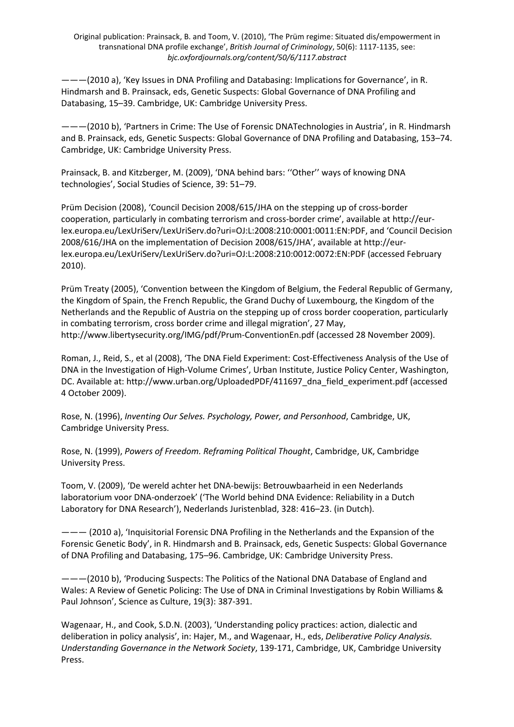———(2010 a), 'Key Issues in DNA Profiling and Databasing: Implications for Governance', in R. Hindmarsh and B. Prainsack, eds, Genetic Suspects: Global Governance of DNA Profiling and Databasing, 15–39. Cambridge, UK: Cambridge University Press.

———(2010 b), 'Partners in Crime: The Use of Forensic DNATechnologies in Austria', in R. Hindmarsh and B. Prainsack, eds, Genetic Suspects: Global Governance of DNA Profiling and Databasing, 153–74. Cambridge, UK: Cambridge University Press.

Prainsack, B. and Kitzberger, M. (2009), 'DNA behind bars: ''Other'' ways of knowing DNA technologies', Social Studies of Science, 39: 51–79.

Prüm Decision (2008), 'Council Decision 2008/615/JHA on the stepping up of cross-border cooperation, particularly in combating terrorism and cross-border crime', available at http://eur-lex.europa.eu/LexUriServ/LexUriServ.do?uri=OJ:L:2008:210:0001:0011:EN:PDF, and 'Council Decision 2008/616/JHA on the implementation of Decision 2008/615/JHA', available at http://eur-lex.europa.eu/LexUriServ/LexUriServ.do?uri=OJ:L:2008:210:0012:0072:EN:PDF (accessed February 2010).

Prüm Treaty (2005), 'Convention between the Kingdom of Belgium, the Federal Republic of Germany, the Kingdom of Spain, the French Republic, the Grand Duchy of Luxembourg, the Kingdom of the Netherlands and the Republic of Austria on the stepping up of cross border cooperation, particularly in combating terrorism, cross border crime and illegal migration', 27 May, http://www.libertysecurity.org/IMG/pdf/Prum-ConventionEn.pdf (accessed 28 November 2009).

Roman, J., Reid, S., et al (2008), 'The DNA Field Experiment: Cost-Effectiveness Analysis of the Use of DNA in the Investigation of High-Volume Crimes', Urban Institute, Justice Policy Center, Washington, DC. Available at: http://www.urban.org/UploadedPDF/411697_dna_field_experiment.pdf (accessed 4 October 2009).

Rose, N. (1996), *Inventing Our Selves. Psychology, Power, and Personhood*, Cambridge, UK, Cambridge University Press.

Rose, N. (1999), *Powers of Freedom. Reframing Political Thought*, Cambridge, UK, Cambridge University Press.

Toom, V. (2009), 'De wereld achter het DNA-bewijs: Betrouwbaarheid in een Nederlands laboratorium voor DNA-onderzoek' ('The World behind DNA Evidence: Reliability in a Dutch Laboratory for DNA Research'), Nederlands Juristenblad, 328: 416–23. (in Dutch).

——— (2010 a), 'Inquisitorial Forensic DNA Profiling in the Netherlands and the Expansion of the Forensic Genetic Body', in R. Hindmarsh and B. Prainsack, eds, Genetic Suspects: Global Governance of DNA Profiling and Databasing, 175–96. Cambridge, UK: Cambridge University Press.

———(2010 b), 'Producing Suspects: The Politics of the National DNA Database of England and Wales: A Review of Genetic Policing: The Use of DNA in Criminal Investigations by Robin Williams & Paul Johnson', Science as Culture, 19(3): 387-391.

Wagenaar, H., and Cook, S.D.N. (2003), 'Understanding policy practices: action, dialectic and deliberation in policy analysis', in: Hajer, M., and Wagenaar, H., eds, *Deliberative Policy Analysis. Understanding Governance in the Network Society*, 139-171, Cambridge, UK, Cambridge University Press.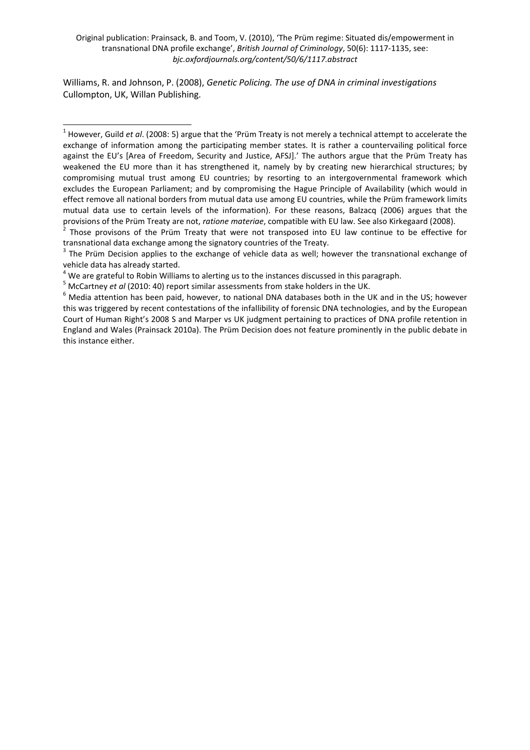Williams, R. and Johnson, P. (2008), *Genetic Policing. The use of DNA in criminal investigations* Cullompton, UK, Willan Publishing.

---

[1] However, Guild *et al*. (2008: 5) argue that the 'Prüm Treaty is not merely a technical attempt to accelerate the exchange of information among the participating member states. It is rather a countervailing political force against the EU's [Area of Freedom, Security and Justice, AFSJ].' The authors argue that the Prüm Treaty has weakened the EU more than it has strengthened it, namely by by creating new hierarchical structures; by compromising mutual trust among EU countries; by resorting to an intergovernmental framework which excludes the European Parliament; and by compromising the Hague Principle of Availability (which would in effect remove all national borders from mutual data use among EU countries, while the Prüm framework limits mutual data use to certain levels of the information). For these reasons, Balzacq (2006) argues that the provisions of the Prüm Treaty are not, *ratione materiae*, compatible with EU law. See also Kirkegaard (2008).

[2] Those provisons of the Prüm Treaty that were not transposed into EU law continue to be effective for transnational data exchange among the signatory countries of the Treaty.

[3] The Prüm Decision applies to the exchange of vehicle data as well; however the transnational exchange of vehicle data has already started.

[4] We are grateful to Robin Williams to alerting us to the instances discussed in this paragraph.

[5] McCartney *et al* (2010: 40) report similar assessments from stake holders in the UK.

[6] Media attention has been paid, however, to national DNA databases both in the UK and in the US; however this was triggered by recent contestations of the infallibility of forensic DNA technologies, and by the European Court of Human Right's 2008 S and Marper vs UK judgment pertaining to practices of DNA profile retention in England and Wales (Prainsack 2010a). The Prüm Decision does not feature prominently in the public debate in this instance either.